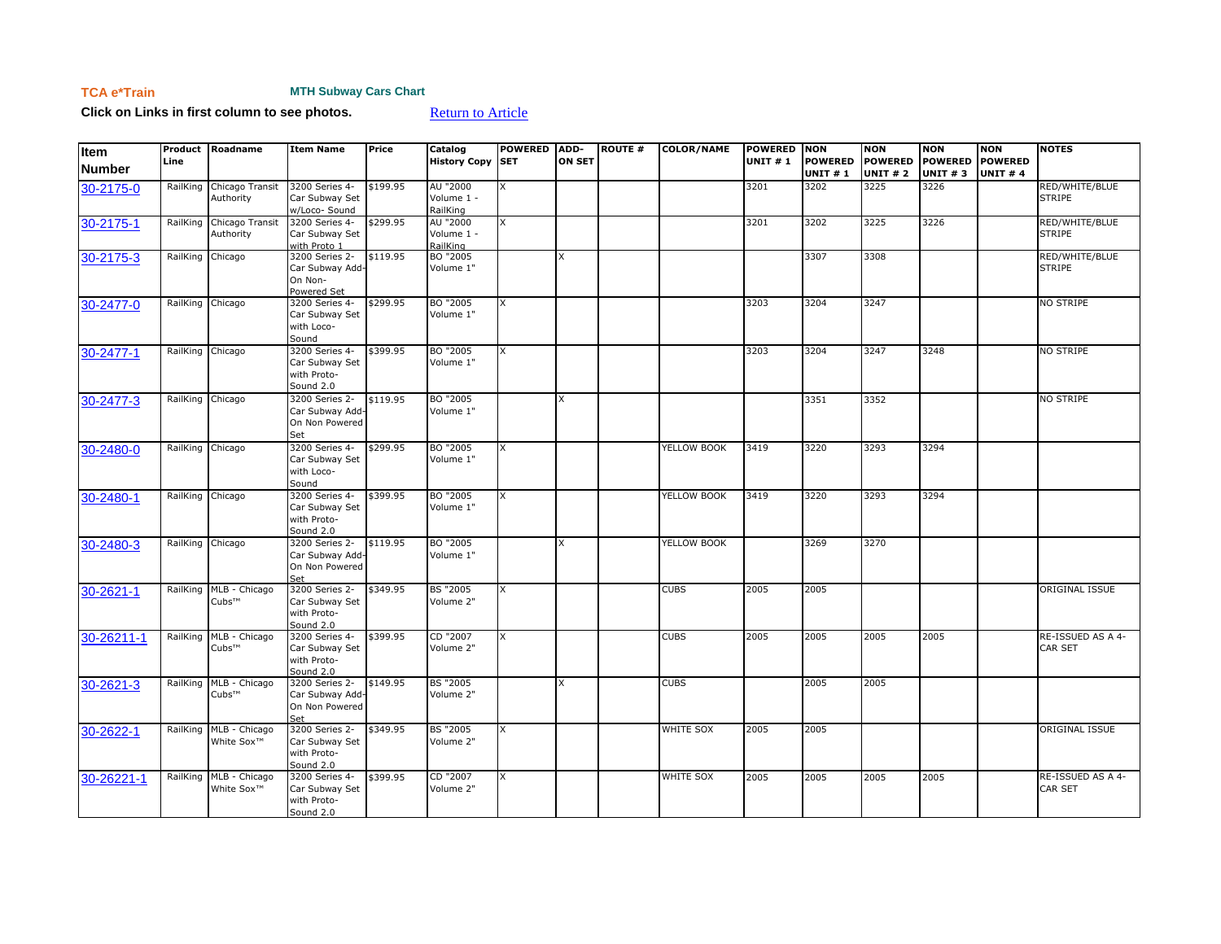**TCA e*Train** **MTH Subway Cars Chart**

**Click on Links in first column to see photos.** Return to Article

| Item Number | Product Line | Roadname | Item Name | Price | Catalog History Copy | POWERED SET | ADD-ON SET | ROUTE # | COLOR/NAME | POWERED UNIT # 1 | NON POWERED UNIT # 1 | NON POWERED UNIT # 2 | NON POWERED UNIT # 3 | NON POWERED UNIT # 4 | NOTES |
|---|---|---|---|---|---|---|---|---|---|---|---|---|---|---|---|
| 30-2175-0 | RailKing | Chicago Transit Authority | 3200 Series 4-Car Subway Set w/Loco- Sound | $199.95 | AU "2000 Volume 1 - RailKing | X | | | | 3201 | 3202 | 3225 | 3226 | | RED/WHITE/BLUE STRIPE |
| 30-2175-1 | RailKing | Chicago Transit Authority | 3200 Series 4-Car Subway Set with Proto 1 | $299.95 | AU "2000 Volume 1 - RailKing | X | | | | 3201 | 3202 | 3225 | 3226 | | RED/WHITE/BLUE STRIPE |
| 30-2175-3 | RailKing | Chicago | 3200 Series 2-Car Subway Add-On Non-Powered Set | $119.95 | BO "2005 Volume 1" | | X | | | | 3307 | 3308 | | | RED/WHITE/BLUE STRIPE |
| 30-2477-0 | RailKing | Chicago | 3200 Series 4-Car Subway Set with Loco-Sound | $299.95 | BO "2005 Volume 1" | X | | | | 3203 | 3204 | 3247 | | | NO STRIPE |
| 30-2477-1 | RailKing | Chicago | 3200 Series 4-Car Subway Set with Proto-Sound 2.0 | $399.95 | BO "2005 Volume 1" | X | | | | 3203 | 3204 | 3247 | 3248 | | NO STRIPE |
| 30-2477-3 | RailKing | Chicago | 3200 Series 2-Car Subway Add-On Non Powered Set | $119.95 | BO "2005 Volume 1" | | X | | | | 3351 | 3352 | | | NO STRIPE |
| 30-2480-0 | RailKing | Chicago | 3200 Series 4-Car Subway Set with Loco-Sound | $299.95 | BO "2005 Volume 1" | X | | | YELLOW BOOK | 3419 | 3220 | 3293 | 3294 | | |
| 30-2480-1 | RailKing | Chicago | 3200 Series 4-Car Subway Set with Proto-Sound 2.0 | $399.95 | BO "2005 Volume 1" | X | | | YELLOW BOOK | 3419 | 3220 | 3293 | 3294 | | |
| 30-2480-3 | RailKing | Chicago | 3200 Series 2-Car Subway Add-On Non Powered Set | $119.95 | BO "2005 Volume 1" | | X | | YELLOW BOOK | | 3269 | 3270 | | | |
| 30-2621-1 | RailKing | MLB - Chicago Cubs™ | 3200 Series 2-Car Subway Set with Proto-Sound 2.0 | $349.95 | BS "2005 Volume 2" | X | | | CUBS | 2005 | 2005 | | | | ORIGINAL ISSUE |
| 30-26211-1 | RailKing | MLB - Chicago Cubs™ | 3200 Series 4-Car Subway Set with Proto-Sound 2.0 | $399.95 | CD "2007 Volume 2" | X | | | CUBS | 2005 | 2005 | 2005 | 2005 | | RE-ISSUED AS A 4-CAR SET |
| 30-2621-3 | RailKing | MLB - Chicago Cubs™ | 3200 Series 2-Car Subway Add-On Non Powered Set | $149.95 | BS "2005 Volume 2" | | X | | CUBS | | 2005 | 2005 | | | |
| 30-2622-1 | RailKing | MLB - Chicago White Sox™ | 3200 Series 2-Car Subway Set with Proto-Sound 2.0 | $349.95 | BS "2005 Volume 2" | X | | | WHITE SOX | 2005 | 2005 | | | | ORIGINAL ISSUE |
| 30-26221-1 | RailKing | MLB - Chicago White Sox™ | 3200 Series 4-Car Subway Set with Proto-Sound 2.0 | $399.95 | CD "2007 Volume 2" | X | | | WHITE SOX | 2005 | 2005 | 2005 | 2005 | | RE-ISSUED AS A 4-CAR SET |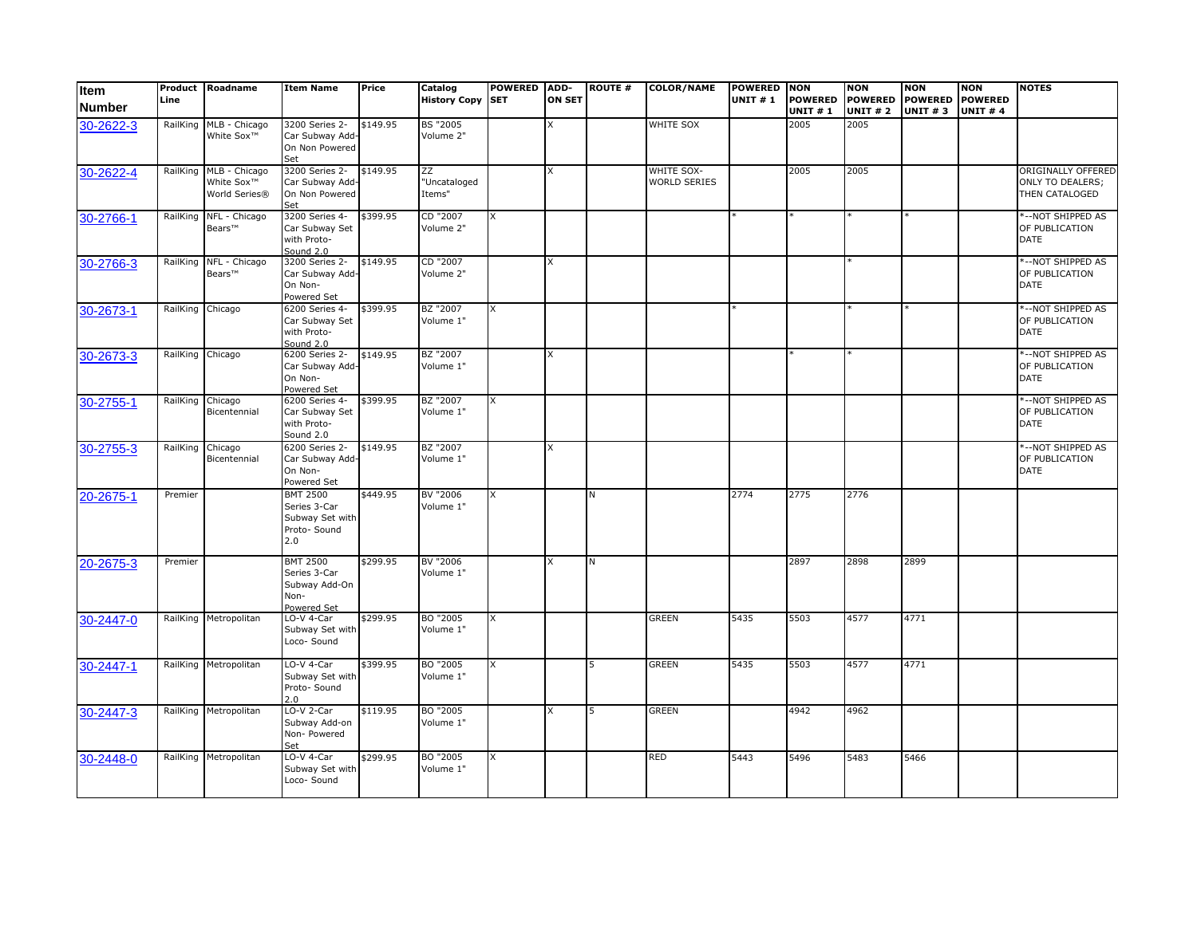| Item Number | Product Line | Roadname | Item Name | Price | Catalog History Copy | POWERED SET | ADD-ON SET | ROUTE # | COLOR/NAME | POWERED UNIT # 1 | NON POWERED UNIT # 1 | NON POWERED UNIT # 2 | NON POWERED UNIT # 3 | NON POWERED UNIT # 4 | NOTES |
|---|---|---|---|---|---|---|---|---|---|---|---|---|---|---|---|
| 30-2622-3 | RailKing | MLB - Chicago White Sox™ | 3200 Series 2-Car Subway Add-On Non Powered Set | $149.95 | BS "2005 Volume 2" | | X | | WHITE SOX | | 2005 | 2005 | | | |
| 30-2622-4 | RailKing | MLB - Chicago White Sox™ World Series® | 3200 Series 2-Car Subway Add-On Non Powered Set | $149.95 | ZZ "Uncataloged Items" | | X | | WHITE SOX-WORLD SERIES | | 2005 | 2005 | | | ORIGINALLY OFFERED ONLY TO DEALERS; THEN CATALOGED |
| 30-2766-1 | RailKing | NFL - Chicago Bears™ | 3200 Series 4-Car Subway Set with Proto-Sound 2.0 | $399.95 | CD "2007 Volume 2" | X | | | | * | * | * | * | | *--NOT SHIPPED AS OF PUBLICATION DATE |
| 30-2766-3 | RailKing | NFL - Chicago Bears™ | 3200 Series 2-Car Subway Add-On Non-Powered Set | $149.95 | CD "2007 Volume 2" | | X | | | | | * | | | *--NOT SHIPPED AS OF PUBLICATION DATE |
| 30-2673-1 | RailKing | Chicago | 6200 Series 4-Car Subway Set with Proto-Sound 2.0 | $399.95 | BZ "2007 Volume 1" | X | | | | * | | * | * | | *--NOT SHIPPED AS OF PUBLICATION DATE |
| 30-2673-3 | RailKing | Chicago | 6200 Series 2-Car Subway Add-On Non-Powered Set | $149.95 | BZ "2007 Volume 1" | | X | | | | * | * | | | *--NOT SHIPPED AS OF PUBLICATION DATE |
| 30-2755-1 | RailKing | Chicago Bicentennial | 6200 Series 4-Car Subway Set with Proto-Sound 2.0 | $399.95 | BZ "2007 Volume 1" | X | | | | | | | | | *--NOT SHIPPED AS OF PUBLICATION DATE |
| 30-2755-3 | RailKing | Chicago Bicentennial | 6200 Series 2-Car Subway Add-On Non-Powered Set | $149.95 | BZ "2007 Volume 1" | | X | | | | | | | | *--NOT SHIPPED AS OF PUBLICATION DATE |
| 20-2675-1 | Premier | | BMT 2500 Series 3-Car Subway Set with Proto- Sound 2.0 | $449.95 | BV "2006 Volume 1" | X | | N | | 2774 | 2775 | 2776 | | | |
| 20-2675-3 | Premier | | BMT 2500 Series 3-Car Subway Add-On Non-Powered Set | $299.95 | BV "2006 Volume 1" | | X | N | | | 2897 | 2898 | 2899 | | |
| 30-2447-0 | RailKing | Metropolitan | LO-V 4-Car Subway Set with Loco- Sound | $299.95 | BO "2005 Volume 1" | X | | | GREEN | 5435 | 5503 | 4577 | 4771 | | |
| 30-2447-1 | RailKing | Metropolitan | LO-V 4-Car Subway Set with Proto- Sound 2.0 | $399.95 | BO "2005 Volume 1" | X | | 5 | GREEN | 5435 | 5503 | 4577 | 4771 | | |
| 30-2447-3 | RailKing | Metropolitan | LO-V 2-Car Subway Add-on Non- Powered Set | $119.95 | BO "2005 Volume 1" | | X | 5 | GREEN | | 4942 | 4962 | | | |
| 30-2448-0 | RailKing | Metropolitan | LO-V 4-Car Subway Set with Loco- Sound | $299.95 | BO "2005 Volume 1" | X | | | RED | 5443 | 5496 | 5483 | 5466 | | |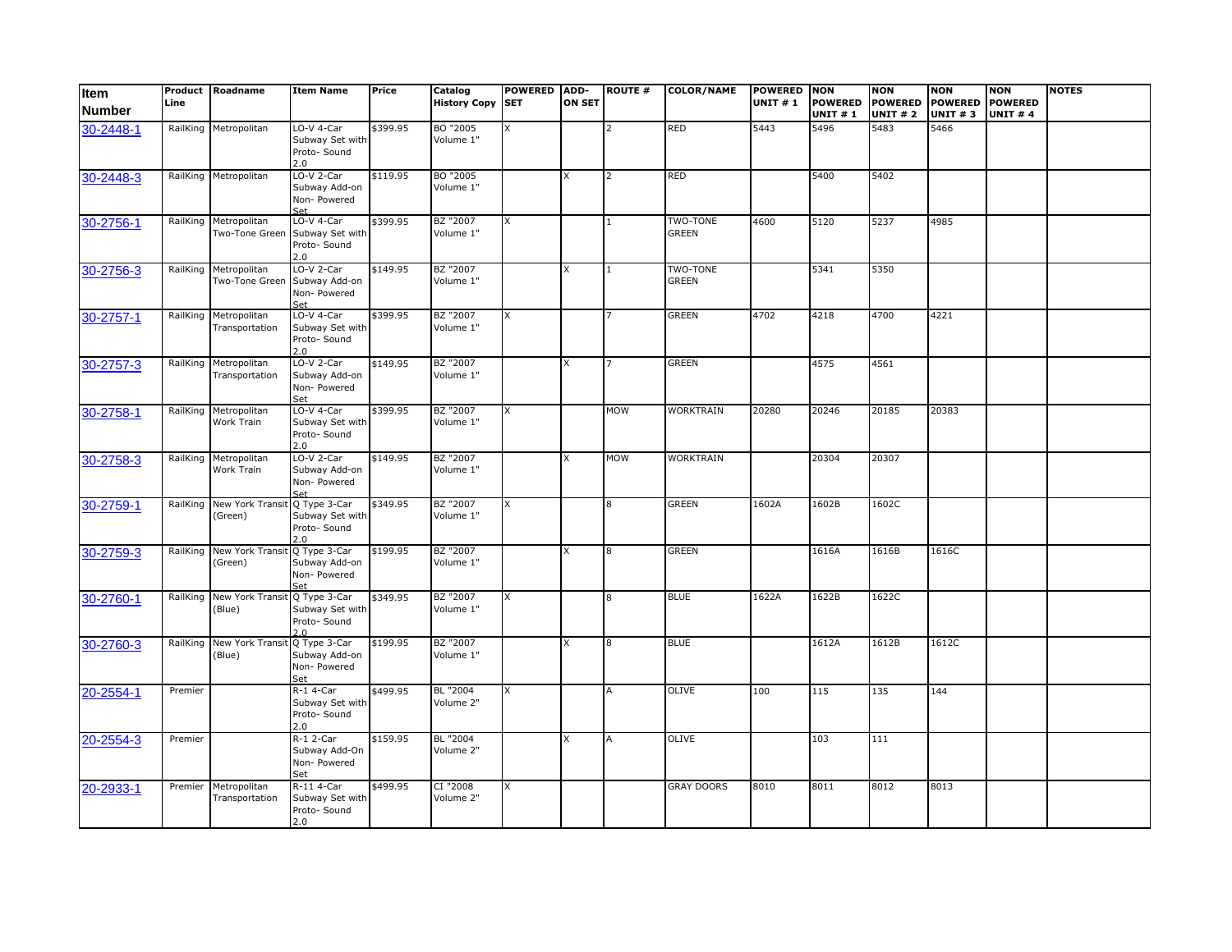| Item Number | Product Line | Roadname | Item Name | Price | Catalog History Copy | POWERED SET | ADD-ON SET | ROUTE # | COLOR/NAME | POWERED UNIT # 1 | NON POWERED UNIT # 1 | NON POWERED UNIT # 2 | NON POWERED UNIT # 3 | NON POWERED UNIT # 4 | NOTES |
|---|---|---|---|---|---|---|---|---|---|---|---|---|---|---|---|
| 30-2448-1 | RailKing | Metropolitan | LO-V 4-Car Subway Set with Proto- Sound 2.0 | $399.95 | BO "2005 Volume 1" | X | | 2 | RED | 5443 | 5496 | 5483 | 5466 | | |
| 30-2448-3 | RailKing | Metropolitan | LO-V 2-Car Subway Add-on Non- Powered Set | $119.95 | BO "2005 Volume 1" | | X | 2 | RED | | 5400 | 5402 | | | |
| 30-2756-1 | RailKing | Metropolitan Two-Tone Green | LO-V 4-Car Subway Set with Proto- Sound 2.0 | $399.95 | BZ "2007 Volume 1" | X | | 1 | TWO-TONE GREEN | 4600 | 5120 | 5237 | 4985 | | |
| 30-2756-3 | RailKing | Metropolitan Two-Tone Green | LO-V 2-Car Subway Add-on Non- Powered Set | $149.95 | BZ "2007 Volume 1" | | X | 1 | TWO-TONE GREEN | | 5341 | 5350 | | | |
| 30-2757-1 | RailKing | Metropolitan Transportation | LO-V 4-Car Subway Set with Proto- Sound 2.0 | $399.95 | BZ "2007 Volume 1" | X | | 7 | GREEN | 4702 | 4218 | 4700 | 4221 | | |
| 30-2757-3 | RailKing | Metropolitan Transportation | LO-V 2-Car Subway Add-on Non- Powered Set | $149.95 | BZ "2007 Volume 1" | | X | 7 | GREEN | | 4575 | 4561 | | | |
| 30-2758-1 | RailKing | Metropolitan Work Train | LO-V 4-Car Subway Set with Proto- Sound 2.0 | $399.95 | BZ "2007 Volume 1" | X | | MOW | WORKTRAIN | 20280 | 20246 | 20185 | 20383 | | |
| 30-2758-3 | RailKing | Metropolitan Work Train | LO-V 2-Car Subway Add-on Non- Powered Set | $149.95 | BZ "2007 Volume 1" | | X | MOW | WORKTRAIN | | 20304 | 20307 | | | |
| 30-2759-1 | RailKing | New York Transit (Green) | Q Type 3-Car Subway Set with Proto- Sound 2.0 | $349.95 | BZ "2007 Volume 1" | X | | 8 | GREEN | 1602A | 1602B | 1602C | | | |
| 30-2759-3 | RailKing | New York Transit (Green) | Q Type 3-Car Subway Add-on Non- Powered Set | $199.95 | BZ "2007 Volume 1" | | X | 8 | GREEN | | 1616A | 1616B | 1616C | | |
| 30-2760-1 | RailKing | New York Transit (Blue) | Q Type 3-Car Subway Set with Proto- Sound 2.0 | $349.95 | BZ "2007 Volume 1" | X | | 8 | BLUE | 1622A | 1622B | 1622C | | | |
| 30-2760-3 | RailKing | New York Transit (Blue) | Q Type 3-Car Subway Add-on Non- Powered Set | $199.95 | BZ "2007 Volume 1" | | X | 8 | BLUE | | 1612A | 1612B | 1612C | | |
| 20-2554-1 | Premier | | R-1 4-Car Subway Set with Proto- Sound 2.0 | $499.95 | BL "2004 Volume 2" | X | | A | OLIVE | 100 | 115 | 135 | 144 | | |
| 20-2554-3 | Premier | | R-1 2-Car Subway Add-On Non- Powered Set | $159.95 | BL "2004 Volume 2" | | X | A | OLIVE | | 103 | 111 | | | |
| 20-2933-1 | Premier | Metropolitan Transportation | R-11 4-Car Subway Set with Proto- Sound 2.0 | $499.95 | CI "2008 Volume 2" | X | | | GRAY DOORS | 8010 | 8011 | 8012 | 8013 | | |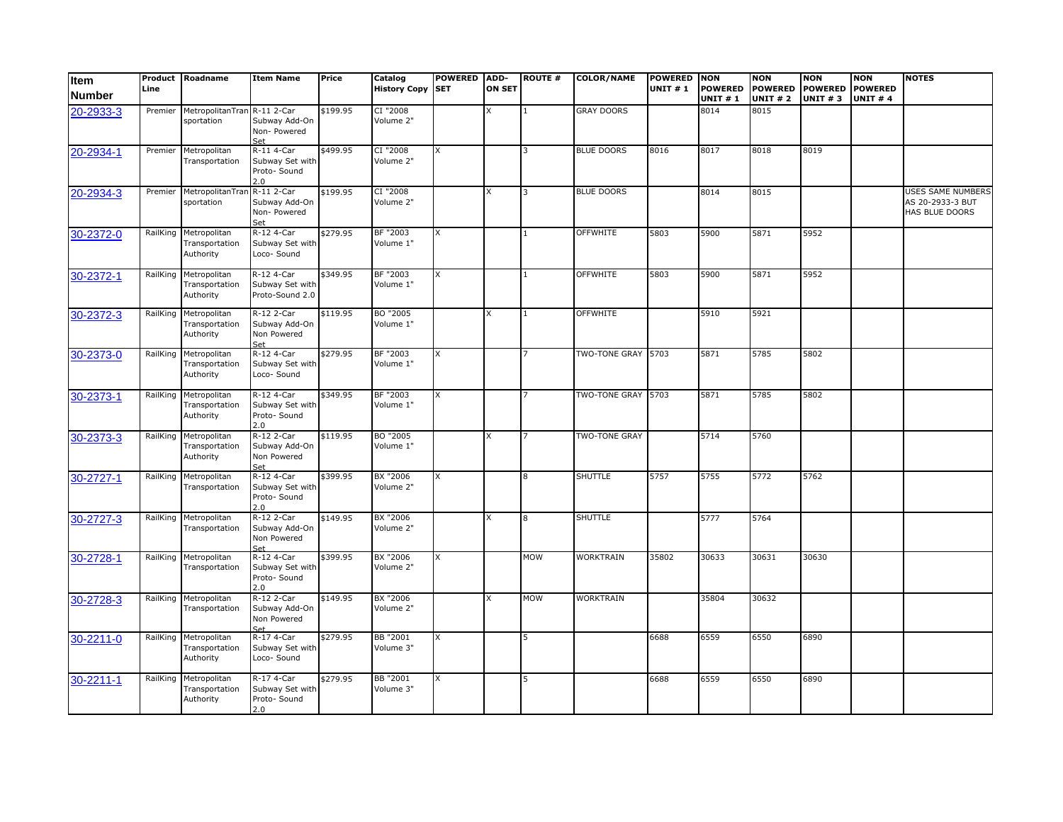| Item Number | Product Line | Roadname | Item Name | Price | Catalog History Copy | POWERED SET | ADD-ON SET | ROUTE # | COLOR/NAME | POWERED UNIT # 1 | NON POWERED UNIT # 1 | NON POWERED UNIT # 2 | NON POWERED UNIT # 3 | NON POWERED UNIT # 4 | NOTES |
|---|---|---|---|---|---|---|---|---|---|---|---|---|---|---|---|
| 20-2933-3 | Premier | MetropolitanTransportation | R-11 2-Car Subway Add-On Non- Powered Set | $199.95 | CI "2008 Volume 2" | | X | 1 | GRAY DOORS | | 8014 | 8015 | | | |
| 20-2934-1 | Premier | Metropolitan Transportation | R-11 4-Car Subway Set with Proto- Sound 2.0 | $499.95 | CI "2008 Volume 2" | X | | 3 | BLUE DOORS | 8016 | 8017 | 8018 | 8019 | | |
| 20-2934-3 | Premier | MetropolitanTransportation | R-11 2-Car Subway Add-On Non- Powered Set | $199.95 | CI "2008 Volume 2" | | X | 3 | BLUE DOORS | | 8014 | 8015 | | | USES SAME NUMBERS AS 20-2933-3 BUT HAS BLUE DOORS |
| 30-2372-0 | RailKing | Metropolitan Transportation Authority | R-12 4-Car Subway Set with Loco- Sound | $279.95 | BF "2003 Volume 1" | X | | 1 | OFFWHITE | 5803 | 5900 | 5871 | 5952 | | |
| 30-2372-1 | RailKing | Metropolitan Transportation Authority | R-12 4-Car Subway Set with Proto-Sound 2.0 | $349.95 | BF "2003 Volume 1" | X | | 1 | OFFWHITE | 5803 | 5900 | 5871 | 5952 | | |
| 30-2372-3 | RailKing | Metropolitan Transportation Authority | R-12 2-Car Subway Add-On Non Powered Set | $119.95 | BO "2005 Volume 1" | | X | 1 | OFFWHITE | | 5910 | 5921 | | | |
| 30-2373-0 | RailKing | Metropolitan Transportation Authority | R-12 4-Car Subway Set with Loco- Sound | $279.95 | BF "2003 Volume 1" | X | | 7 | TWO-TONE GRAY | 5703 | 5871 | 5785 | 5802 | | |
| 30-2373-1 | RailKing | Metropolitan Transportation Authority | R-12 4-Car Subway Set with Proto- Sound 2.0 | $349.95 | BF "2003 Volume 1" | X | | 7 | TWO-TONE GRAY | 5703 | 5871 | 5785 | 5802 | | |
| 30-2373-3 | RailKing | Metropolitan Transportation Authority | R-12 2-Car Subway Add-On Non Powered Set | $119.95 | BO "2005 Volume 1" | | X | 7 | TWO-TONE GRAY | | 5714 | 5760 | | | |
| 30-2727-1 | RailKing | Metropolitan Transportation | R-12 4-Car Subway Set with Proto- Sound 2.0 | $399.95 | BX "2006 Volume 2" | X | | 8 | SHUTTLE | 5757 | 5755 | 5772 | 5762 | | |
| 30-2727-3 | RailKing | Metropolitan Transportation | R-12 2-Car Subway Add-On Non Powered Set | $149.95 | BX "2006 Volume 2" | | X | 8 | SHUTTLE | | 5777 | 5764 | | | |
| 30-2728-1 | RailKing | Metropolitan Transportation | R-12 4-Car Subway Set with Proto- Sound 2.0 | $399.95 | BX "2006 Volume 2" | X | | MOW | WORKTRAIN | 35802 | 30633 | 30631 | 30630 | | |
| 30-2728-3 | RailKing | Metropolitan Transportation | R-12 2-Car Subway Add-On Non Powered Set | $149.95 | BX "2006 Volume 2" | | X | MOW | WORKTRAIN | | 35804 | 30632 | | | |
| 30-2211-0 | RailKing | Metropolitan Transportation Authority | R-17 4-Car Subway Set with Loco- Sound | $279.95 | BB "2001 Volume 3" | X | | 5 | | 6688 | 6559 | 6550 | 6890 | | |
| 30-2211-1 | RailKing | Metropolitan Transportation Authority | R-17 4-Car Subway Set with Proto- Sound 2.0 | $279.95 | BB "2001 Volume 3" | X | | 5 | | 6688 | 6559 | 6550 | 6890 | | |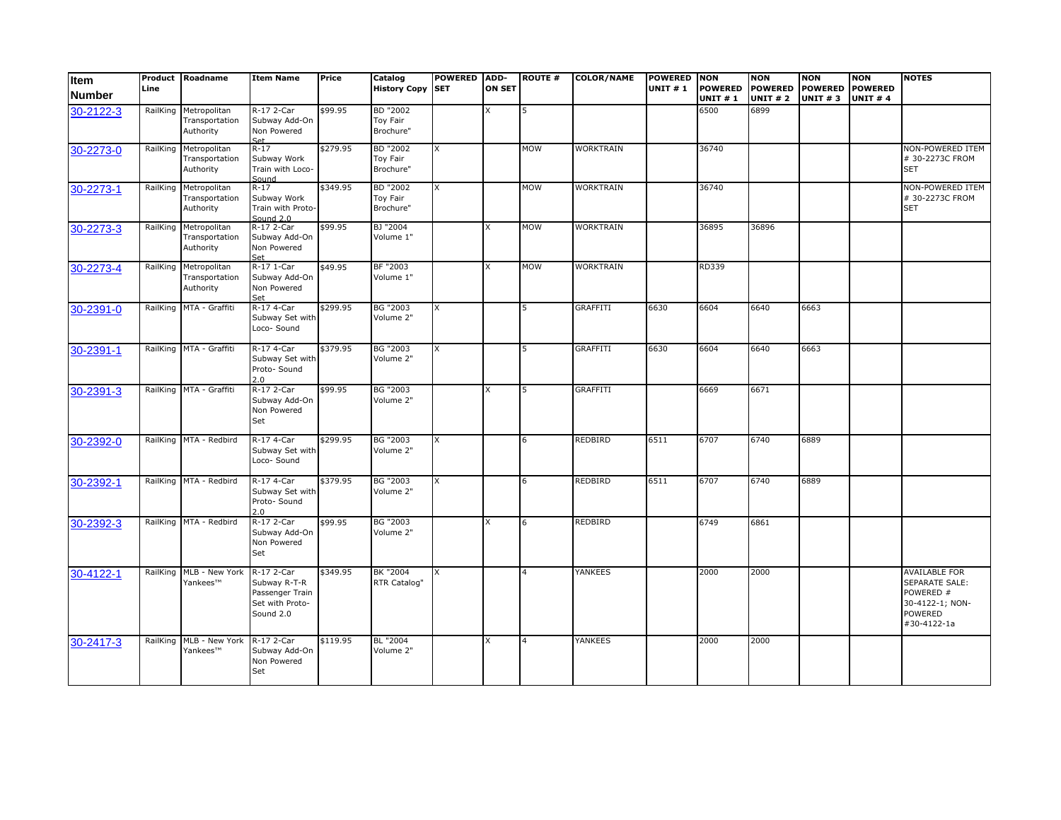| Item Number | Product Line | Roadname | Item Name | Price | Catalog History Copy | POWERED SET | ADD-ON SET | ROUTE # | COLOR/NAME | POWERED UNIT # 1 | NON POWERED UNIT # 1 | NON POWERED UNIT # 2 | NON POWERED UNIT # 3 | NON POWERED UNIT # 4 | NOTES |
|---|---|---|---|---|---|---|---|---|---|---|---|---|---|---|---|
| 30-2122-3 | RailKing | Metropolitan Transportation Authority | R-17 2-Car Subway Add-On Non Powered Set | $99.95 | BD "2002 Toy Fair Brochure" | | X | 5 | | | 6500 | 6899 | | | |
| 30-2273-0 | RailKing | Metropolitan Transportation Authority | R-17 Subway Work Train with Loco-Sound | $279.95 | BD "2002 Toy Fair Brochure" | X | | MOW | WORKTRAIN | | 36740 | | | | NON-POWERED ITEM # 30-2273C FROM SET |
| 30-2273-1 | RailKing | Metropolitan Transportation Authority | R-17 Subway Work Train with Proto-Sound 2.0 | $349.95 | BD "2002 Toy Fair Brochure" | X | | MOW | WORKTRAIN | | 36740 | | | | NON-POWERED ITEM # 30-2273C FROM SET |
| 30-2273-3 | RailKing | Metropolitan Transportation Authority | R-17 2-Car Subway Add-On Non Powered Set | $99.95 | BJ "2004 Volume 1" | | X | MOW | WORKTRAIN | | 36895 | 36896 | | | |
| 30-2273-4 | RailKing | Metropolitan Transportation Authority | R-17 1-Car Subway Add-On Non Powered Set | $49.95 | BF "2003 Volume 1" | | X | MOW | WORKTRAIN | | RD339 | | | | |
| 30-2391-0 | RailKing | MTA - Graffiti | R-17 4-Car Subway Set with Loco- Sound | $299.95 | BG "2003 Volume 2" | X | | 5 | GRAFFITI | 6630 | 6604 | 6640 | 6663 | | |
| 30-2391-1 | RailKing | MTA - Graffiti | R-17 4-Car Subway Set with Proto- Sound 2.0 | $379.95 | BG "2003 Volume 2" | X | | 5 | GRAFFITI | 6630 | 6604 | 6640 | 6663 | | |
| 30-2391-3 | RailKing | MTA - Graffiti | R-17 2-Car Subway Add-On Non Powered Set | $99.95 | BG "2003 Volume 2" | | X | 5 | GRAFFITI | | 6669 | 6671 | | | |
| 30-2392-0 | RailKing | MTA - Redbird | R-17 4-Car Subway Set with Loco- Sound | $299.95 | BG "2003 Volume 2" | X | | 6 | REDBIRD | 6511 | 6707 | 6740 | 6889 | | |
| 30-2392-1 | RailKing | MTA - Redbird | R-17 4-Car Subway Set with Proto- Sound 2.0 | $379.95 | BG "2003 Volume 2" | X | | 6 | REDBIRD | 6511 | 6707 | 6740 | 6889 | | |
| 30-2392-3 | RailKing | MTA - Redbird | R-17 2-Car Subway Add-On Non Powered Set | $99.95 | BG "2003 Volume 2" | | X | 6 | REDBIRD | | 6749 | 6861 | | | |
| 30-4122-1 | RailKing | MLB - New York Yankees™ | R-17 2-Car Subway R-T-R Passenger Train Set with Proto-Sound 2.0 | $349.95 | BK "2004 RTR Catalog" | X | | 4 | YANKEES | | 2000 | 2000 | | | AVAILABLE FOR SEPARATE SALE: POWERED # 30-4122-1; NON-POWERED #30-4122-1a |
| 30-2417-3 | RailKing | MLB - New York Yankees™ | R-17 2-Car Subway Add-On Non Powered Set | $119.95 | BL "2004 Volume 2" | | X | 4 | YANKEES | | 2000 | 2000 | | | |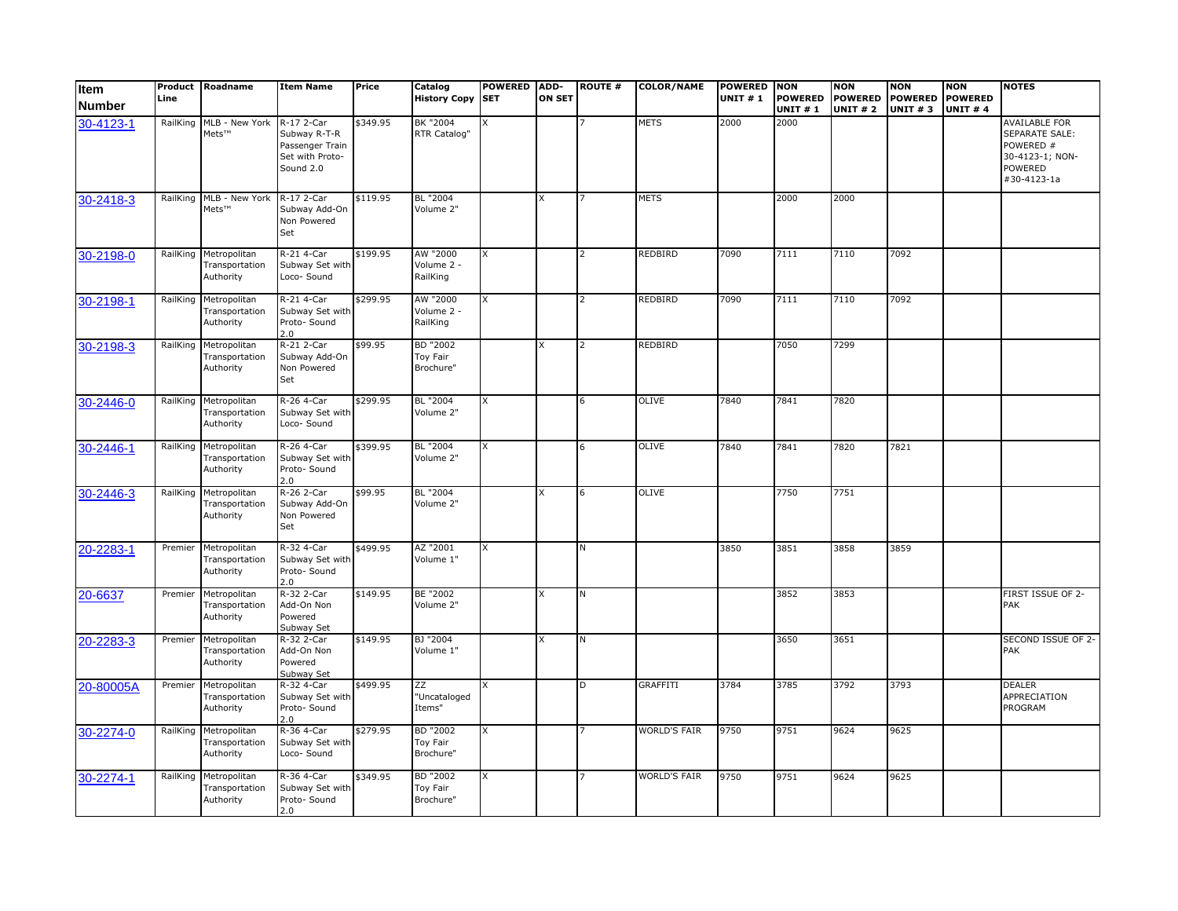| Item Number | Product Line | Roadname | Item Name | Price | Catalog History Copy | POWERED SET | ADD-ON SET | ROUTE # | COLOR/NAME | POWERED UNIT # 1 | NON POWERED UNIT # 1 | NON POWERED UNIT # 2 | NON POWERED UNIT # 3 | NON POWERED UNIT # 4 | NOTES |
|---|---|---|---|---|---|---|---|---|---|---|---|---|---|---|---|
| 30-4123-1 | RailKing | MLB - New York Mets™ | R-17 2-Car Subway R-T-R Passenger Train Set with Proto-Sound 2.0 | $349.95 | BK "2004 RTR Catalog" | X | | 7 | METS | 2000 | 2000 | | | | AVAILABLE FOR SEPARATE SALE: POWERED # 30-4123-1; NON-POWERED #30-4123-1a |
| 30-2418-3 | RailKing | MLB - New York Mets™ | R-17 2-Car Subway Add-On Non Powered Set | $119.95 | BL "2004 Volume 2" | | X | 7 | METS | | 2000 | 2000 | | | |
| 30-2198-0 | RailKing | Metropolitan Transportation Authority | R-21 4-Car Subway Set with Loco- Sound | $199.95 | AW "2000 Volume 2 - RailKing | X | | 2 | REDBIRD | 7090 | 7111 | 7110 | 7092 | | |
| 30-2198-1 | RailKing | Metropolitan Transportation Authority | R-21 4-Car Subway Set with Proto- Sound 2.0 | $299.95 | AW "2000 Volume 2 - RailKing | X | | 2 | REDBIRD | 7090 | 7111 | 7110 | 7092 | | |
| 30-2198-3 | RailKing | Metropolitan Transportation Authority | R-21 2-Car Subway Add-On Non Powered Set | $99.95 | BD "2002 Toy Fair Brochure" | | X | 2 | REDBIRD | | 7050 | 7299 | | | |
| 30-2446-0 | RailKing | Metropolitan Transportation Authority | R-26 4-Car Subway Set with Loco- Sound | $299.95 | BL "2004 Volume 2" | X | | 6 | OLIVE | 7840 | 7841 | 7820 | | | |
| 30-2446-1 | RailKing | Metropolitan Transportation Authority | R-26 4-Car Subway Set with Proto- Sound 2.0 | $399.95 | BL "2004 Volume 2" | X | | 6 | OLIVE | 7840 | 7841 | 7820 | 7821 | | |
| 30-2446-3 | RailKing | Metropolitan Transportation Authority | R-26 2-Car Subway Add-On Non Powered Set | $99.95 | BL "2004 Volume 2" | | X | 6 | OLIVE | | 7750 | 7751 | | | |
| 20-2283-1 | Premier | Metropolitan Transportation Authority | R-32 4-Car Subway Set with Proto- Sound 2.0 | $499.95 | AZ "2001 Volume 1" | X | | N | | 3850 | 3851 | 3858 | 3859 | | |
| 20-6637 | Premier | Metropolitan Transportation Authority | R-32 2-Car Add-On Non Powered Subway Set | $149.95 | BE "2002 Volume 2" | | X | N | | | 3852 | 3853 | | | FIRST ISSUE OF 2-PAK |
| 20-2283-3 | Premier | Metropolitan Transportation Authority | R-32 2-Car Add-On Non Powered Subway Set | $149.95 | BJ "2004 Volume 1" | | X | N | | | 3650 | 3651 | | | SECOND ISSUE OF 2-PAK |
| 20-80005A | Premier | Metropolitan Transportation Authority | R-32 4-Car Subway Set with Proto- Sound 2.0 | $499.95 | ZZ "Uncataloged Items" | X | | D | GRAFFITI | 3784 | 3785 | 3792 | 3793 | | DEALER APPRECIATION PROGRAM |
| 30-2274-0 | RailKing | Metropolitan Transportation Authority | R-36 4-Car Subway Set with Loco- Sound | $279.95 | BD "2002 Toy Fair Brochure" | X | | 7 | WORLD'S FAIR | 9750 | 9751 | 9624 | 9625 | | |
| 30-2274-1 | RailKing | Metropolitan Transportation Authority | R-36 4-Car Subway Set with Proto- Sound 2.0 | $349.95 | BD "2002 Toy Fair Brochure" | X | | 7 | WORLD'S FAIR | 9750 | 9751 | 9624 | 9625 | | |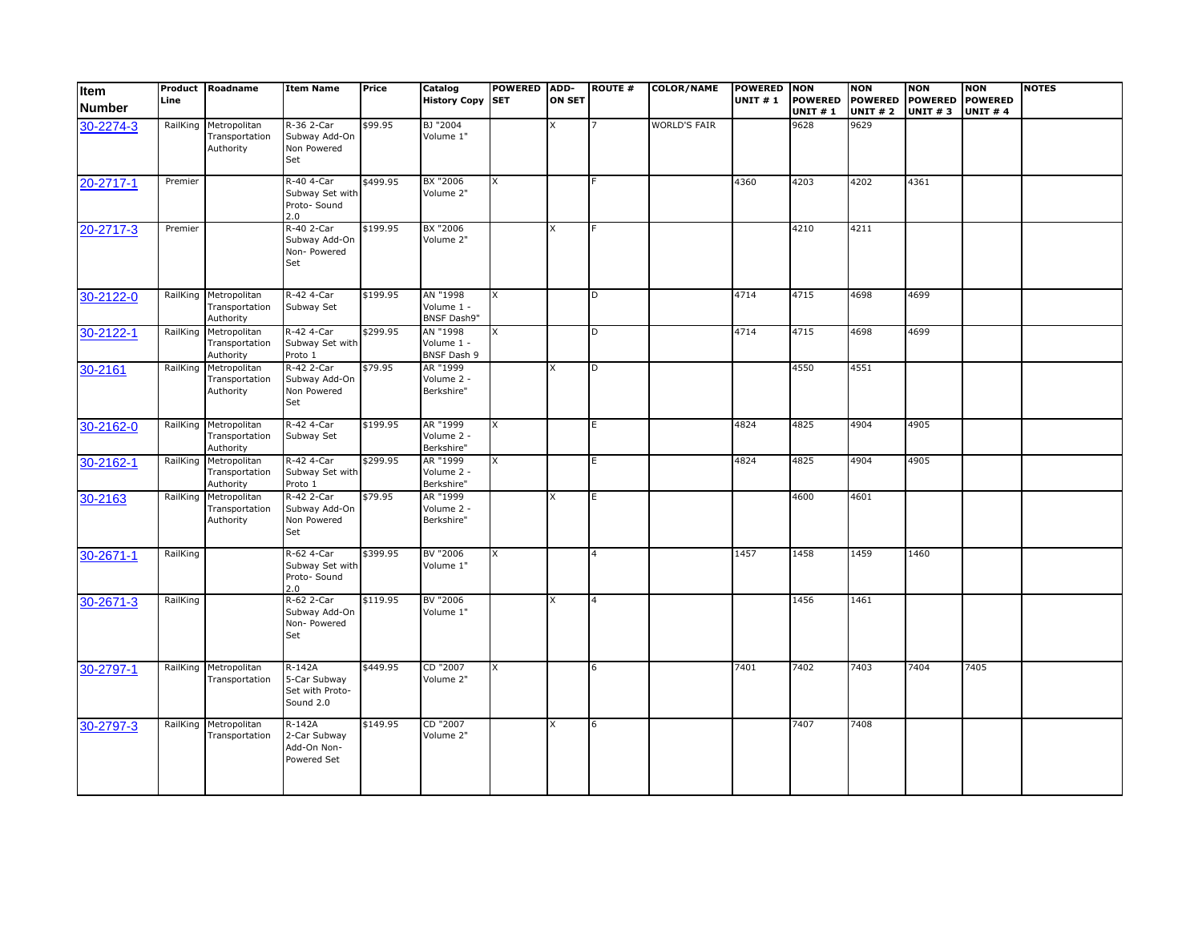| Item Number | Product Line | Roadname | Item Name | Price | Catalog History Copy | POWERED SET | ADD-ON SET | ROUTE # | COLOR/NAME | POWERED UNIT # 1 | NON POWERED UNIT # 1 | NON POWERED UNIT # 2 | NON POWERED UNIT # 3 | NON POWERED UNIT # 4 | NOTES |
|---|---|---|---|---|---|---|---|---|---|---|---|---|---|---|---|
| 30-2274-3 | RailKing | Metropolitan Transportation Authority | R-36 2-Car Subway Add-On Non Powered Set | $99.95 | BJ "2004 Volume 1" | | X | 7 | WORLD'S FAIR | | 9628 | 9629 | | | |
| 20-2717-1 | Premier | | R-40 4-Car Subway Set with Proto- Sound 2.0 | $499.95 | BX "2006 Volume 2" | X | | F | | 4360 | 4203 | 4202 | 4361 | | |
| 20-2717-3 | Premier | | R-40 2-Car Subway Add-On Non- Powered Set | $199.95 | BX "2006 Volume 2" | | X | F | | | 4210 | 4211 | | | |
| 30-2122-0 | RailKing | Metropolitan Transportation Authority | R-42 4-Car Subway Set | $199.95 | AN "1998 Volume 1 - BNSF Dash9" | X | | D | | 4714 | 4715 | 4698 | 4699 | | |
| 30-2122-1 | RailKing | Metropolitan Transportation Authority | R-42 4-Car Subway Set with Proto 1 | $299.95 | AN "1998 Volume 1 - BNSF Dash 9 | X | | D | | 4714 | 4715 | 4698 | 4699 | | |
| 30-2161 | RailKing | Metropolitan Transportation Authority | R-42 2-Car Subway Add-On Non Powered Set | $79.95 | AR "1999 Volume 2 - Berkshire" | | X | D | | | 4550 | 4551 | | | |
| 30-2162-0 | RailKing | Metropolitan Transportation Authority | R-42 4-Car Subway Set | $199.95 | AR "1999 Volume 2 - Berkshire" | X | | E | | 4824 | 4825 | 4904 | 4905 | | |
| 30-2162-1 | RailKing | Metropolitan Transportation Authority | R-42 4-Car Subway Set with Proto 1 | $299.95 | AR "1999 Volume 2 - Berkshire" | X | | E | | 4824 | 4825 | 4904 | 4905 | | |
| 30-2163 | RailKing | Metropolitan Transportation Authority | R-42 2-Car Subway Add-On Non Powered Set | $79.95 | AR "1999 Volume 2 - Berkshire" | | X | E | | | 4600 | 4601 | | | |
| 30-2671-1 | RailKing | | R-62 4-Car Subway Set with Proto- Sound 2.0 | $399.95 | BV "2006 Volume 1" | X | | 4 | | 1457 | 1458 | 1459 | 1460 | | |
| 30-2671-3 | RailKing | | R-62 2-Car Subway Add-On Non- Powered Set | $119.95 | BV "2006 Volume 1" | | X | 4 | | | 1456 | 1461 | | | |
| 30-2797-1 | RailKing | Metropolitan Transportation | R-142A 5-Car Subway Set with Proto-Sound 2.0 | $449.95 | CD "2007 Volume 2" | X | | 6 | | 7401 | 7402 | 7403 | 7404 | 7405 | |
| 30-2797-3 | RailKing | Metropolitan Transportation | R-142A 2-Car Subway Add-On Non-Powered Set | $149.95 | CD "2007 Volume 2" | | X | 6 | | | 7407 | 7408 | | | |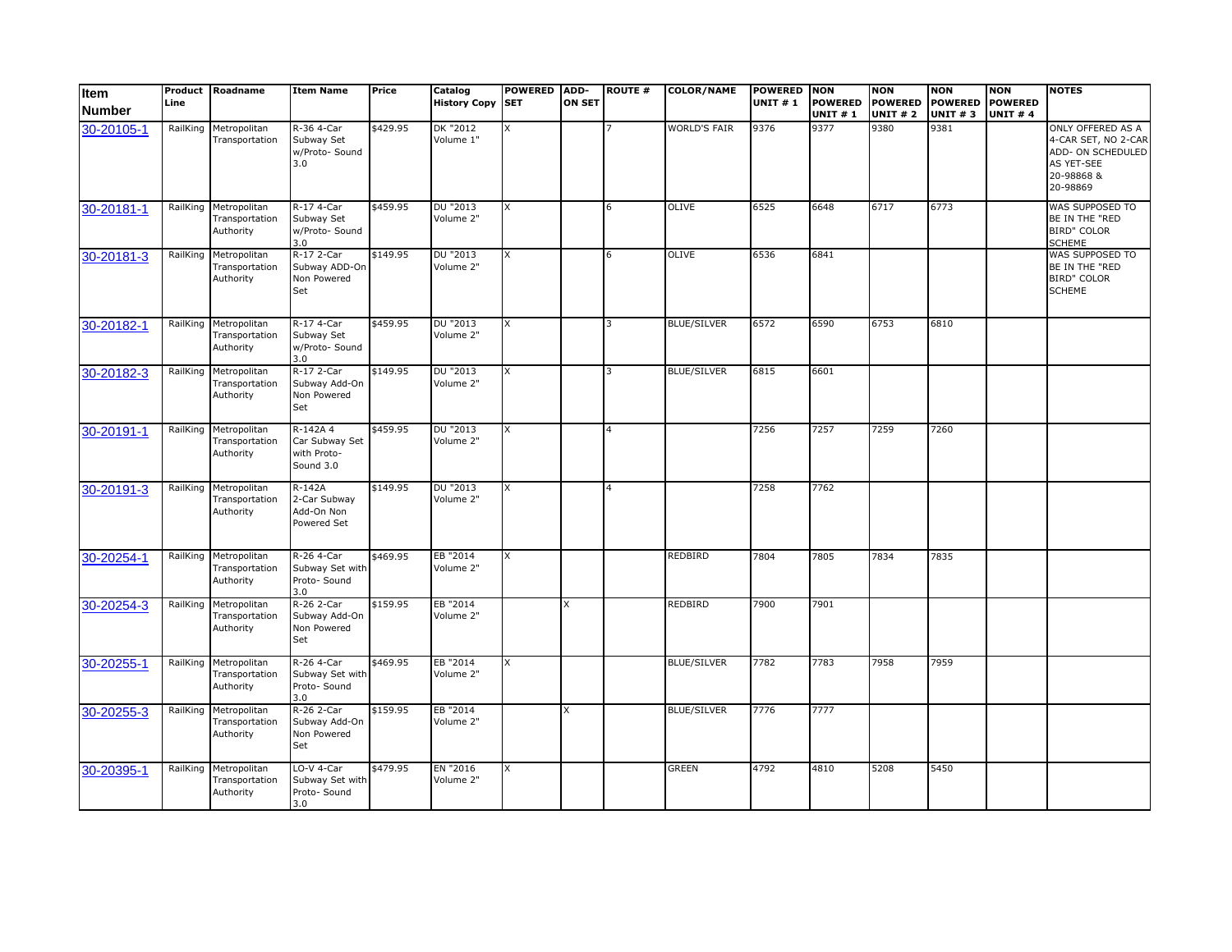| Item Number | Product Line | Roadname | Item Name | Price | Catalog History Copy | POWERED SET | ADD-ON SET | ROUTE # | COLOR/NAME | POWERED UNIT # 1 | NON POWERED UNIT # 1 | NON POWERED UNIT # 2 | NON POWERED UNIT # 3 | NON POWERED UNIT # 4 | NOTES |
|---|---|---|---|---|---|---|---|---|---|---|---|---|---|---|---|
| 30-20105-1 | RailKing | Metropolitan Transportation | R-36 4-Car Subway Set w/Proto- Sound 3.0 | $429.95 | DK "2012 Volume 1" | X | | 7 | WORLD'S FAIR | 9376 | 9377 | 9380 | 9381 | | ONLY OFFERED AS A 4-CAR SET, NO 2-CAR ADD- ON SCHEDULED AS YET-SEE 20-98868 & 20-98869 |
| 30-20181-1 | RailKing | Metropolitan Transportation Authority | R-17 4-Car Subway Set w/Proto- Sound 3.0 | $459.95 | DU "2013 Volume 2" | X | | 6 | OLIVE | 6525 | 6648 | 6717 | 6773 | | WAS SUPPOSED TO BE IN THE "RED BIRD" COLOR SCHEME |
| 30-20181-3 | RailKing | Metropolitan Transportation Authority | R-17 2-Car Subway ADD-On Non Powered Set | $149.95 | DU "2013 Volume 2" | X | | 6 | OLIVE | 6536 | 6841 | | | | WAS SUPPOSED TO BE IN THE "RED BIRD" COLOR SCHEME |
| 30-20182-1 | RailKing | Metropolitan Transportation Authority | R-17 4-Car Subway Set w/Proto- Sound 3.0 | $459.95 | DU "2013 Volume 2" | X | | 3 | BLUE/SILVER | 6572 | 6590 | 6753 | 6810 | | |
| 30-20182-3 | RailKing | Metropolitan Transportation Authority | R-17 2-Car Subway Add-On Non Powered Set | $149.95 | DU "2013 Volume 2" | X | | 3 | BLUE/SILVER | 6815 | 6601 | | | | |
| 30-20191-1 | RailKing | Metropolitan Transportation Authority | R-142A 4 Car Subway Set with Proto- Sound 3.0 | $459.95 | DU "2013 Volume 2" | X | | 4 | | 7256 | 7257 | 7259 | 7260 | | |
| 30-20191-3 | RailKing | Metropolitan Transportation Authority | R-142A 2-Car Subway Add-On Non Powered Set | $149.95 | DU "2013 Volume 2" | X | | 4 | | 7258 | 7762 | | | | |
| 30-20254-1 | RailKing | Metropolitan Transportation Authority | R-26 4-Car Subway Set with Proto- Sound 3.0 | $469.95 | EB "2014 Volume 2" | X | | | REDBIRD | 7804 | 7805 | 7834 | 7835 | | |
| 30-20254-3 | RailKing | Metropolitan Transportation Authority | R-26 2-Car Subway Add-On Non Powered Set | $159.95 | EB "2014 Volume 2" | | X | | REDBIRD | 7900 | 7901 | | | | |
| 30-20255-1 | RailKing | Metropolitan Transportation Authority | R-26 4-Car Subway Set with Proto- Sound 3.0 | $469.95 | EB "2014 Volume 2" | X | | | BLUE/SILVER | 7782 | 7783 | 7958 | 7959 | | |
| 30-20255-3 | RailKing | Metropolitan Transportation Authority | R-26 2-Car Subway Add-On Non Powered Set | $159.95 | EB "2014 Volume 2" | | X | | BLUE/SILVER | 7776 | 7777 | | | | |
| 30-20395-1 | RailKing | Metropolitan Transportation Authority | LO-V 4-Car Subway Set with Proto- Sound 3.0 | $479.95 | EN "2016 Volume 2" | X | | | GREEN | 4792 | 4810 | 5208 | 5450 | | |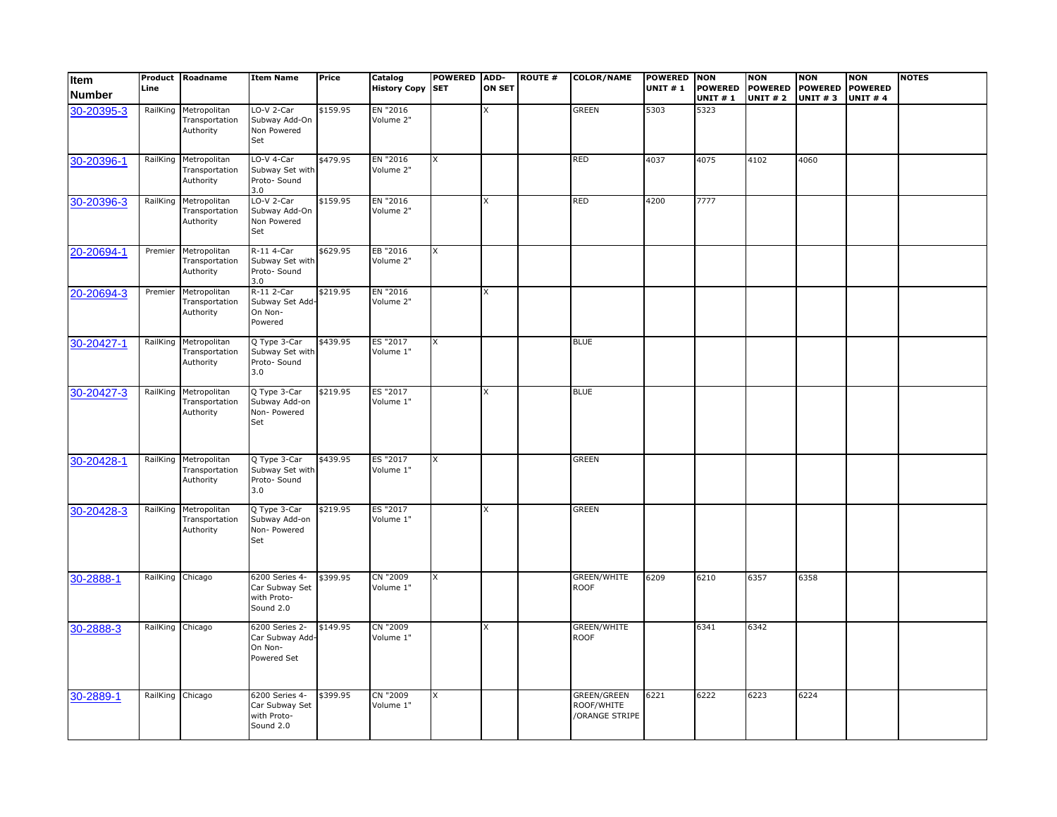| Item Number | Product Line | Roadname | Item Name | Price | Catalog History Copy | POWERED SET | ADD-ON SET | ROUTE # | COLOR/NAME | POWERED UNIT # 1 | NON POWERED UNIT # 1 | NON POWERED UNIT # 2 | NON POWERED UNIT # 3 | NON POWERED UNIT # 4 | NOTES |
|---|---|---|---|---|---|---|---|---|---|---|---|---|---|---|---|
| 30-20395-3 | RailKing | Metropolitan Transportation Authority | LO-V 2-Car Subway Add-On Non Powered Set | $159.95 | EN "2016 Volume 2" | | X | | GREEN | 5303 | 5323 | | | | |
| 30-20396-1 | RailKing | Metropolitan Transportation Authority | LO-V 4-Car Subway Set with Proto- Sound 3.0 | $479.95 | EN "2016 Volume 2" | X | | | RED | 4037 | 4075 | 4102 | 4060 | | |
| 30-20396-3 | RailKing | Metropolitan Transportation Authority | LO-V 2-Car Subway Add-On Non Powered Set | $159.95 | EN "2016 Volume 2" | | X | | RED | 4200 | 7777 | | | | |
| 20-20694-1 | Premier | Metropolitan Transportation Authority | R-11 4-Car Subway Set with Proto- Sound 3.0 | $629.95 | EB "2016 Volume 2" | X | | | | | | | | | |
| 20-20694-3 | Premier | Metropolitan Transportation Authority | R-11 2-Car Subway Set Add-On Non-Powered | $219.95 | EN "2016 Volume 2" | | X | | | | | | | | |
| 30-20427-1 | RailKing | Metropolitan Transportation Authority | Q Type 3-Car Subway Set with Proto- Sound 3.0 | $439.95 | ES "2017 Volume 1" | X | | | BLUE | | | | | | |
| 30-20427-3 | RailKing | Metropolitan Transportation Authority | Q Type 3-Car Subway Add-on Non- Powered Set | $219.95 | ES "2017 Volume 1" | | X | | BLUE | | | | | | |
| 30-20428-1 | RailKing | Metropolitan Transportation Authority | Q Type 3-Car Subway Set with Proto- Sound 3.0 | $439.95 | ES "2017 Volume 1" | X | | | GREEN | | | | | | |
| 30-20428-3 | RailKing | Metropolitan Transportation Authority | Q Type 3-Car Subway Add-on Non- Powered Set | $219.95 | ES "2017 Volume 1" | | X | | GREEN | | | | | | |
| 30-2888-1 | RailKing | Chicago | 6200 Series 4-Car Subway Set with Proto-Sound 2.0 | $399.95 | CN "2009 Volume 1" | X | | | GREEN/WHITE ROOF | 6209 | 6210 | 6357 | 6358 | | |
| 30-2888-3 | RailKing | Chicago | 6200 Series 2-Car Subway Add-On Non-Powered Set | $149.95 | CN "2009 Volume 1" | | X | | GREEN/WHITE ROOF | | 6341 | 6342 | | | |
| 30-2889-1 | RailKing | Chicago | 6200 Series 4-Car Subway Set with Proto-Sound 2.0 | $399.95 | CN "2009 Volume 1" | X | | | GREEN/GREEN ROOF/WHITE /ORANGE STRIPE | 6221 | 6222 | 6223 | 6224 | | |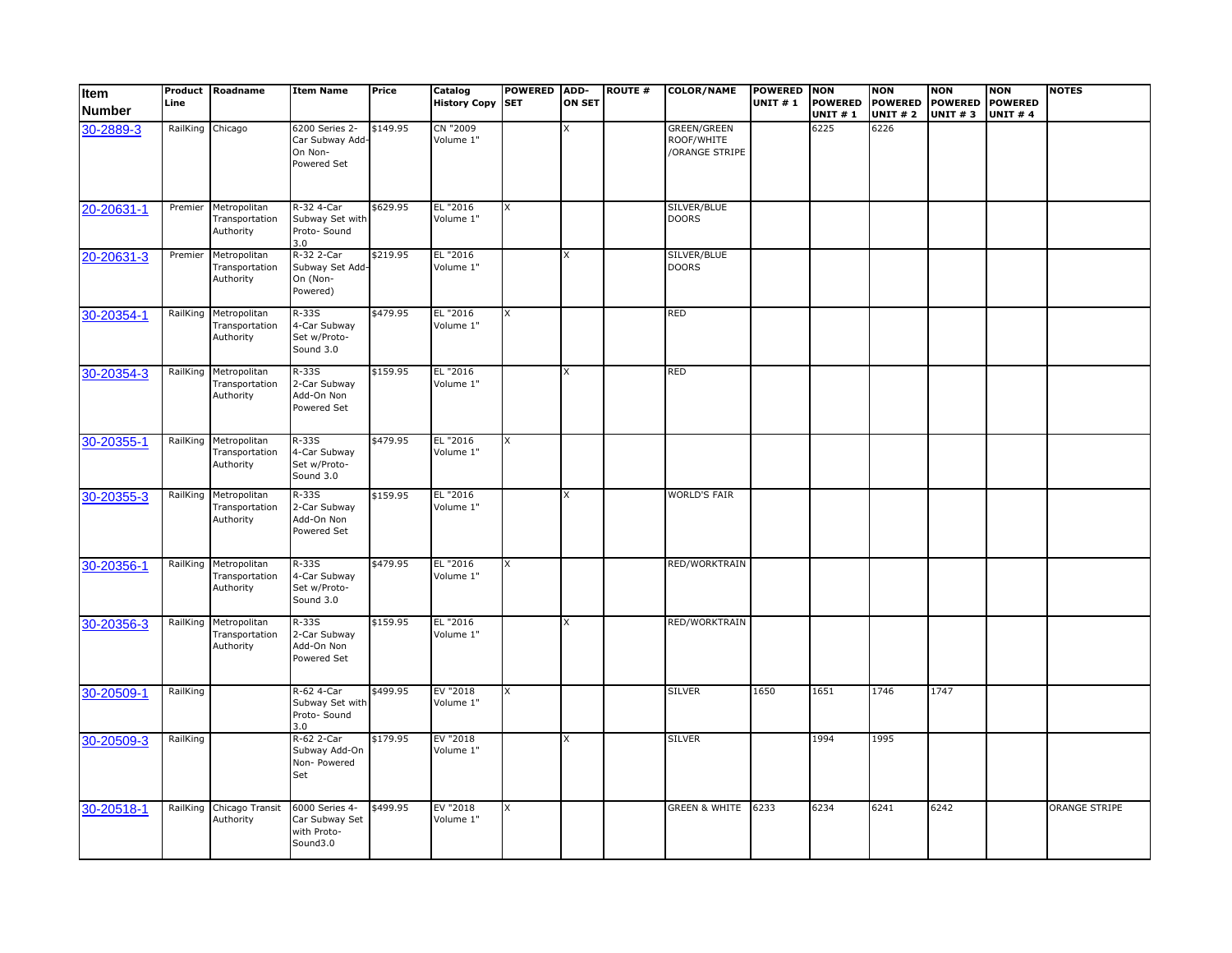| Item Number | Product Line | Roadname | Item Name | Price | Catalog History Copy | POWERED SET | ADD-ON SET | ROUTE # | COLOR/NAME | POWERED UNIT # 1 | NON POWERED UNIT # 1 | NON POWERED UNIT # 2 | NON POWERED UNIT # 3 | NON POWERED UNIT # 4 | NOTES |
|---|---|---|---|---|---|---|---|---|---|---|---|---|---|---|---|
| 30-2889-3 | RailKing | Chicago | 6200 Series 2-Car Subway Add-On Non-Powered Set | $149.95 | CN "2009 Volume 1" | | X | | GREEN/GREEN ROOF/WHITE /ORANGE STRIPE | | 6225 | 6226 | | | |
| 20-20631-1 | Premier | Metropolitan Transportation Authority | R-32 4-Car Subway Set with Proto- Sound 3.0 | $629.95 | EL "2016 Volume 1" | X | | | SILVER/BLUE DOORS | | | | | | |
| 20-20631-3 | Premier | Metropolitan Transportation Authority | R-32 2-Car Subway Set Add-On (Non-Powered) | $219.95 | EL "2016 Volume 1" | | X | | SILVER/BLUE DOORS | | | | | | |
| 30-20354-1 | RailKing | Metropolitan Transportation Authority | R-33S 4-Car Subway Set w/Proto-Sound 3.0 | $479.95 | EL "2016 Volume 1" | X | | | RED | | | | | | |
| 30-20354-3 | RailKing | Metropolitan Transportation Authority | R-33S 2-Car Subway Add-On Non Powered Set | $159.95 | EL "2016 Volume 1" | | X | | RED | | | | | | |
| 30-20355-1 | RailKing | Metropolitan Transportation Authority | R-33S 4-Car Subway Set w/Proto-Sound 3.0 | $479.95 | EL "2016 Volume 1" | X | | | | | | | | | |
| 30-20355-3 | RailKing | Metropolitan Transportation Authority | R-33S 2-Car Subway Add-On Non Powered Set | $159.95 | EL "2016 Volume 1" | | X | | WORLD'S FAIR | | | | | | |
| 30-20356-1 | RailKing | Metropolitan Transportation Authority | R-33S 4-Car Subway Set w/Proto-Sound 3.0 | $479.95 | EL "2016 Volume 1" | X | | | RED/WORKTRAIN | | | | | | |
| 30-20356-3 | RailKing | Metropolitan Transportation Authority | R-33S 2-Car Subway Add-On Non Powered Set | $159.95 | EL "2016 Volume 1" | | X | | RED/WORKTRAIN | | | | | | |
| 30-20509-1 | RailKing | | R-62 4-Car Subway Set with Proto- Sound 3.0 | $499.95 | EV "2018 Volume 1" | X | | | SILVER | 1650 | 1651 | 1746 | 1747 | | |
| 30-20509-3 | RailKing | | R-62 2-Car Subway Add-On Non- Powered Set | $179.95 | EV "2018 Volume 1" | | X | | SILVER | | 1994 | 1995 | | | |
| 30-20518-1 | RailKing | Chicago Transit Authority | 6000 Series 4-Car Subway Set with Proto-Sound3.0 | $499.95 | EV "2018 Volume 1" | X | | | GREEN & WHITE | 6233 | 6234 | 6241 | 6242 | | ORANGE STRIPE |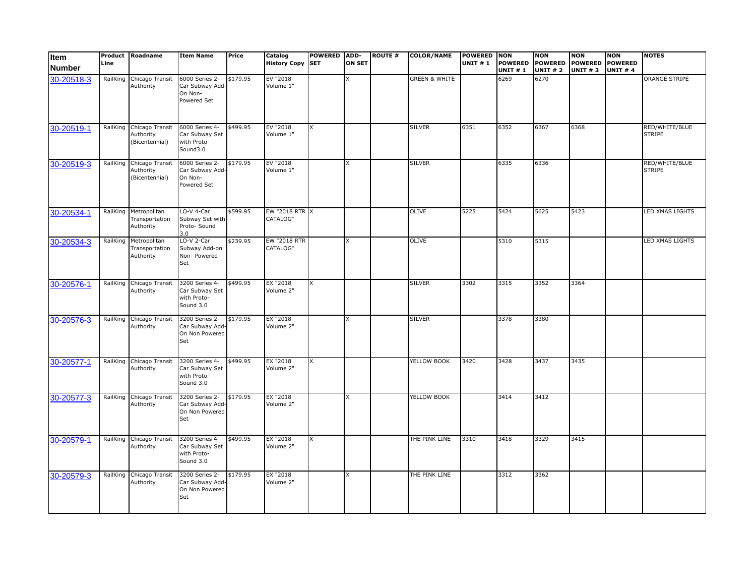| Item Number | Product Line | Roadname | Item Name | Price | Catalog History Copy | POWERED SET | ADD-ON SET | ROUTE # | COLOR/NAME | POWERED UNIT # 1 | NON POWERED UNIT # 1 | NON POWERED UNIT # 2 | NON POWERED UNIT # 3 | NON POWERED UNIT # 4 | NOTES |
|---|---|---|---|---|---|---|---|---|---|---|---|---|---|---|---|
| 30-20518-3 | RailKing | Chicago Transit Authority | 6000 Series 2-Car Subway Add-On Non-Powered Set | $179.95 | EV "2018 Volume 1" | | X | | GREEN & WHITE | | 6269 | 6270 | | | ORANGE STRIPE |
| 30-20519-1 | RailKing | Chicago Transit Authority (Bicentennial) | 6000 Series 4-Car Subway Set with Proto-Sound3.0 | $499.95 | EV "2018 Volume 1" | X | | | SILVER | 6351 | 6352 | 6367 | 6368 | | RED/WHITE/BLUE STRIPE |
| 30-20519-3 | RailKing | Chicago Transit Authority (Bicentennial) | 6000 Series 2-Car Subway Add-On Non-Powered Set | $179.95 | EV "2018 Volume 1" | | X | | SILVER | | 6335 | 6336 | | | RED/WHITE/BLUE STRIPE |
| 30-20534-1 | RailKing | Metropolitan Transportation Authority | LO-V 4-Car Subway Set with Proto- Sound 3.0 | $599.95 | EW "2018 RTR CATALOG" | X | | | OLIVE | 5225 | 5424 | 5625 | 5423 | | LED XMAS LIGHTS |
| 30-20534-3 | RailKing | Metropolitan Transportation Authority | LO-V 2-Car Subway Add-on Non- Powered Set | $239.95 | EW "2018 RTR CATALOG" | | X | | OLIVE | | 5310 | 5315 | | | LED XMAS LIGHTS |
| 30-20576-1 | RailKing | Chicago Transit Authority | 3200 Series 4-Car Subway Set with Proto-Sound 3.0 | $499.95 | EX "2018 Volume 2" | X | | | SILVER | 3302 | 3315 | 3352 | 3364 | | |
| 30-20576-3 | RailKing | Chicago Transit Authority | 3200 Series 2-Car Subway Add-On Non Powered Set | $179.95 | EX "2018 Volume 2" | | X | | SILVER | | 3378 | 3380 | | | |
| 30-20577-1 | RailKing | Chicago Transit Authority | 3200 Series 4-Car Subway Set with Proto-Sound 3.0 | $499.95 | EX "2018 Volume 2" | X | | | YELLOW BOOK | 3420 | 3428 | 3437 | 3435 | | |
| 30-20577-3 | RailKing | Chicago Transit Authority | 3200 Series 2-Car Subway Add-On Non Powered Set | $179.95 | EX "2018 Volume 2" | | X | | YELLOW BOOK | | 3414 | 3412 | | | |
| 30-20579-1 | RailKing | Chicago Transit Authority | 3200 Series 4-Car Subway Set with Proto-Sound 3.0 | $499.95 | EX "2018 Volume 2" | X | | | THE PINK LINE | 3310 | 3418 | 3329 | 3415 | | |
| 30-20579-3 | RailKing | Chicago Transit Authority | 3200 Series 2-Car Subway Add-On Non Powered Set | $179.95 | EX "2018 Volume 2" | | X | | THE PINK LINE | | 3312 | 3362 | | | |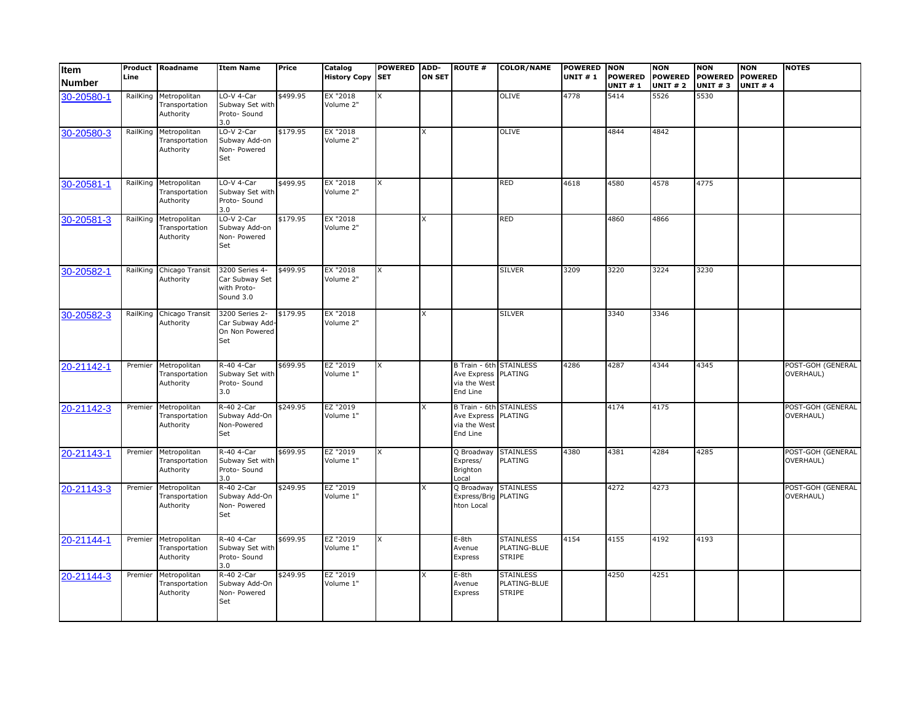| Item Number | Product Line | Roadname | Item Name | Price | Catalog History Copy | POWERED SET | ADD-ON SET | ROUTE # | COLOR/NAME | POWERED UNIT # 1 | NON POWERED UNIT # 1 | NON POWERED UNIT # 2 | NON POWERED UNIT # 3 | NON POWERED UNIT # 4 | NOTES |
|---|---|---|---|---|---|---|---|---|---|---|---|---|---|---|---|
| 30-20580-1 | RailKing | Metropolitan Transportation Authority | LO-V 4-Car Subway Set with Proto- Sound 3.0 | $499.95 | EX "2018 Volume 2" | X | | | OLIVE | 4778 | 5414 | 5526 | 5530 | | |
| 30-20580-3 | RailKing | Metropolitan Transportation Authority | LO-V 2-Car Subway Add-on Non- Powered Set | $179.95 | EX "2018 Volume 2" | | X | | OLIVE | | 4844 | 4842 | | | |
| 30-20581-1 | RailKing | Metropolitan Transportation Authority | LO-V 4-Car Subway Set with Proto- Sound 3.0 | $499.95 | EX "2018 Volume 2" | X | | | RED | 4618 | 4580 | 4578 | 4775 | | |
| 30-20581-3 | RailKing | Metropolitan Transportation Authority | LO-V 2-Car Subway Add-on Non- Powered Set | $179.95 | EX "2018 Volume 2" | | X | | RED | | 4860 | 4866 | | | |
| 30-20582-1 | RailKing | Chicago Transit Authority | 3200 Series 4-Car Subway Set with Proto-Sound 3.0 | $499.95 | EX "2018 Volume 2" | X | | | SILVER | 3209 | 3220 | 3224 | 3230 | | |
| 30-20582-3 | RailKing | Chicago Transit Authority | 3200 Series 2-Car Subway Add-On Non Powered Set | $179.95 | EX "2018 Volume 2" | | X | | SILVER | | 3340 | 3346 | | | |
| 20-21142-1 | Premier | Metropolitan Transportation Authority | R-40 4-Car Subway Set with Proto- Sound 3.0 | $699.95 | EZ "2019 Volume 1" | X | | B Train - 6th Ave Express via the West End Line | STAINLESS PLATING | 4286 | 4287 | 4344 | 4345 | | POST-GOH (GENERAL OVERHAUL) |
| 20-21142-3 | Premier | Metropolitan Transportation Authority | R-40 2-Car Subway Add-On Non-Powered Set | $249.95 | EZ "2019 Volume 1" | | X | B Train - 6th Ave Express via the West End Line | STAINLESS PLATING | | 4174 | 4175 | | | POST-GOH (GENERAL OVERHAUL) |
| 20-21143-1 | Premier | Metropolitan Transportation Authority | R-40 4-Car Subway Set with Proto- Sound 3.0 | $699.95 | EZ "2019 Volume 1" | X | | Q Broadway Express/ Brighton Local | STAINLESS PLATING | 4380 | 4381 | 4284 | 4285 | | POST-GOH (GENERAL OVERHAUL) |
| 20-21143-3 | Premier | Metropolitan Transportation Authority | R-40 2-Car Subway Add-On Non- Powered Set | $249.95 | EZ "2019 Volume 1" | | X | Q Broadway Express/Brighton Local | STAINLESS PLATING | | 4272 | 4273 | | | POST-GOH (GENERAL OVERHAUL) |
| 20-21144-1 | Premier | Metropolitan Transportation Authority | R-40 4-Car Subway Set with Proto- Sound 3.0 | $699.95 | EZ "2019 Volume 1" | X | | E-8th Avenue Express | STAINLESS PLATING-BLUE STRIPE | 4154 | 4155 | 4192 | 4193 | | |
| 20-21144-3 | Premier | Metropolitan Transportation Authority | R-40 2-Car Subway Add-On Non- Powered Set | $249.95 | EZ "2019 Volume 1" | | X | E-8th Avenue Express | STAINLESS PLATING-BLUE STRIPE | | 4250 | 4251 | | | |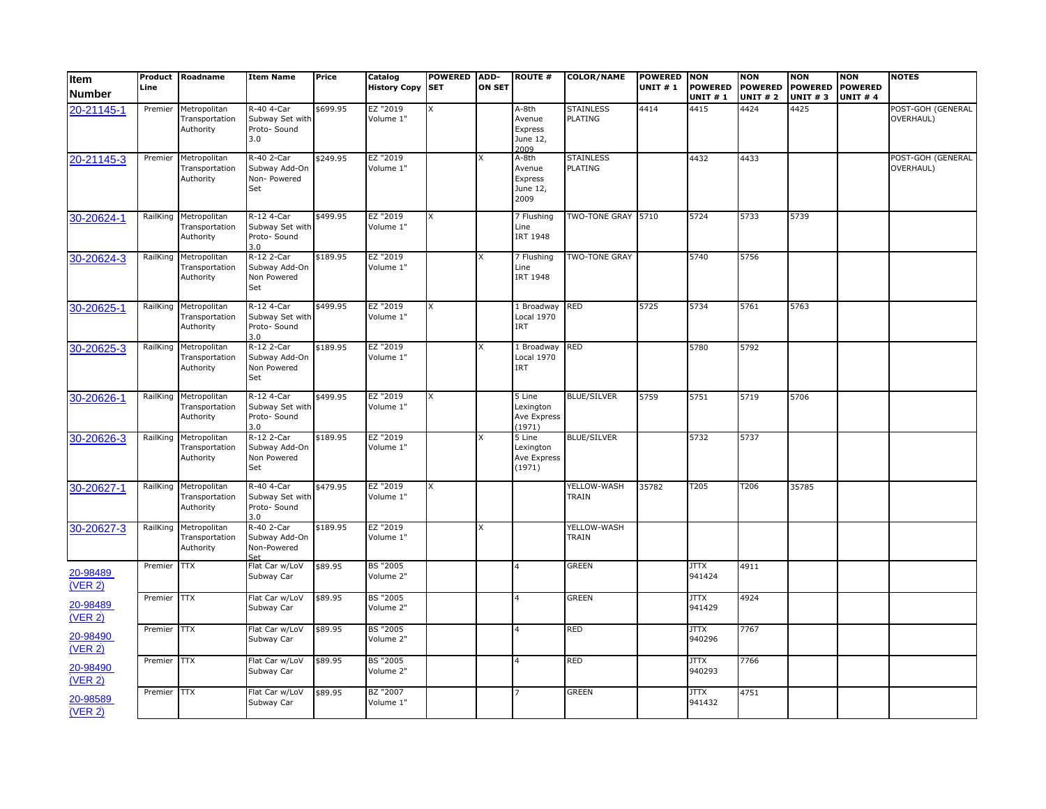| Item Number | Product Line | Roadname | Item Name | Price | Catalog History Copy | POWERED SET | ADD-ON SET | ROUTE # | COLOR/NAME | POWERED UNIT # 1 | NON POWERED UNIT # 1 | NON POWERED UNIT # 2 | NON POWERED UNIT # 3 | NON POWERED UNIT # 4 | NOTES |
|---|---|---|---|---|---|---|---|---|---|---|---|---|---|---|---|
| 20-21145-1 | Premier | Metropolitan Transportation Authority | R-40 4-Car Subway Set with Proto- Sound 3.0 | $699.95 | EZ "2019 Volume 1" | X | | A-8th Avenue Express June 12, 2009 | STAINLESS PLATING | 4414 | 4415 | 4424 | 4425 | | POST-GOH (GENERAL OVERHAUL) |
| 20-21145-3 | Premier | Metropolitan Transportation Authority | R-40 2-Car Subway Add-On Non- Powered Set | $249.95 | EZ "2019 Volume 1" | | X | A-8th Avenue Express June 12, 2009 | STAINLESS PLATING | | 4432 | 4433 | | | POST-GOH (GENERAL OVERHAUL) |
| 30-20624-1 | RailKing | Metropolitan Transportation Authority | R-12 4-Car Subway Set with Proto- Sound 3.0 | $499.95 | EZ "2019 Volume 1" | X | | 7 Flushing Line IRT 1948 | TWO-TONE GRAY | 5710 | 5724 | 5733 | 5739 | | |
| 30-20624-3 | RailKing | Metropolitan Transportation Authority | R-12 2-Car Subway Add-On Non Powered Set | $189.95 | EZ "2019 Volume 1" | | X | 7 Flushing Line IRT 1948 | TWO-TONE GRAY | | 5740 | 5756 | | | |
| 30-20625-1 | RailKing | Metropolitan Transportation Authority | R-12 4-Car Subway Set with Proto- Sound 3.0 | $499.95 | EZ "2019 Volume 1" | X | | 1 Broadway Local 1970 IRT | RED | 5725 | 5734 | 5761 | 5763 | | |
| 30-20625-3 | RailKing | Metropolitan Transportation Authority | R-12 2-Car Subway Add-On Non Powered Set | $189.95 | EZ "2019 Volume 1" | | X | 1 Broadway Local 1970 IRT | RED | | 5780 | 5792 | | | |
| 30-20626-1 | RailKing | Metropolitan Transportation Authority | R-12 4-Car Subway Set with Proto- Sound 3.0 | $499.95 | EZ "2019 Volume 1" | X | | 5 Line Lexington Ave Express (1971) | BLUE/SILVER | 5759 | 5751 | 5719 | 5706 | | |
| 30-20626-3 | RailKing | Metropolitan Transportation Authority | R-12 2-Car Subway Add-On Non Powered Set | $189.95 | EZ "2019 Volume 1" | | X | 5 Line Lexington Ave Express (1971) | BLUE/SILVER | | 5732 | 5737 | | | |
| 30-20627-1 | RailKing | Metropolitan Transportation Authority | R-40 4-Car Subway Set with Proto- Sound 3.0 | $479.95 | EZ "2019 Volume 1" | X | | | YELLOW-WASH TRAIN | 35782 | T205 | T206 | 35785 | | |
| 30-20627-3 | RailKing | Metropolitan Transportation Authority | R-40 2-Car Subway Add-On Non-Powered Set | $189.95 | EZ "2019 Volume 1" | | X | | YELLOW-WASH TRAIN | | | | | | |
| 20-98489 (VER 2) | Premier | TTX | Flat Car w/LoV Subway Car | $89.95 | BS "2005 Volume 2" | | | 4 | GREEN | | JTTX 941424 | 4911 | | | |
| 20-98489 (VER 2) | Premier | TTX | Flat Car w/LoV Subway Car | $89.95 | BS "2005 Volume 2" | | | 4 | GREEN | | JTTX 941429 | 4924 | | | |
| 20-98490 (VER 2) | Premier | TTX | Flat Car w/LoV Subway Car | $89.95 | BS "2005 Volume 2" | | | 4 | RED | | JTTX 940296 | 7767 | | | |
| 20-98490 (VER 2) | Premier | TTX | Flat Car w/LoV Subway Car | $89.95 | BS "2005 Volume 2" | | | 4 | RED | | JTTX 940293 | 7766 | | | |
| 20-98589 (VER 2) | Premier | TTX | Flat Car w/LoV Subway Car | $89.95 | BZ "2007 Volume 1" | | | 7 | GREEN | | JTTX 941432 | 4751 | | | |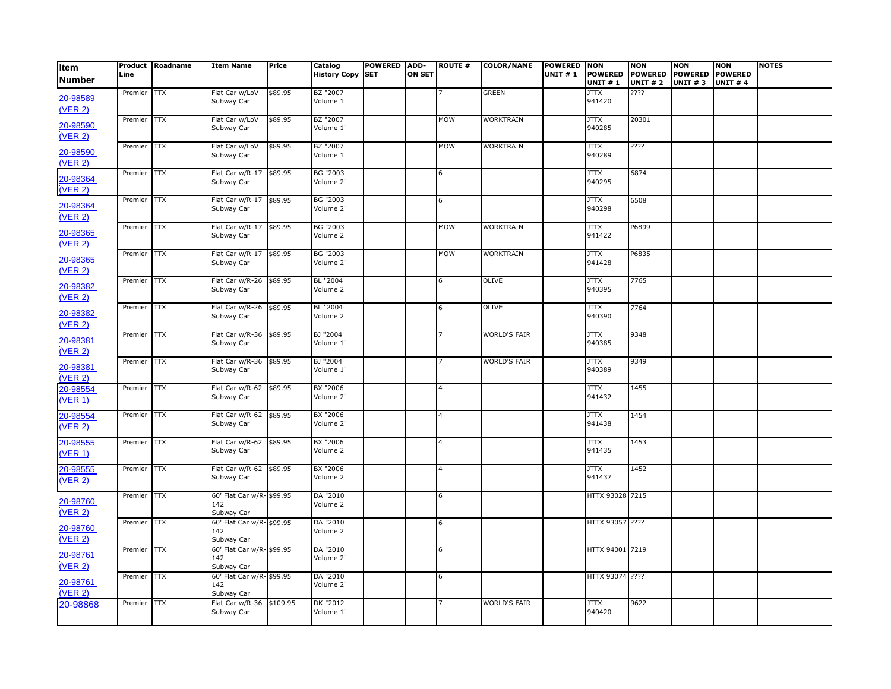| Item Number | Product Line | Roadname | Item Name | Price | Catalog History Copy | POWERED SET | ADD-ON SET | ROUTE # | COLOR/NAME | POWERED UNIT # 1 | NON POWERED UNIT # 1 | NON POWERED UNIT # 2 | NON POWERED UNIT # 3 | NON POWERED UNIT # 4 | NOTES |
|---|---|---|---|---|---|---|---|---|---|---|---|---|---|---|---|
| 20-98589 (VER 2) | Premier | TTX | Flat Car w/LoV Subway Car | $89.95 | BZ "2007 Volume 1" | | | 7 | GREEN | | JTTX 941420 | ???? | | | |
| 20-98590 (VER 2) | Premier | TTX | Flat Car w/LoV Subway Car | $89.95 | BZ "2007 Volume 1" | | | MOW | WORKTRAIN | | JTTX 940285 | 20301 | | | |
| 20-98590 (VER 2) | Premier | TTX | Flat Car w/LoV Subway Car | $89.95 | BZ "2007 Volume 1" | | | MOW | WORKTRAIN | | JTTX 940289 | ???? | | | |
| 20-98364 (VER 2) | Premier | TTX | Flat Car w/R-17 Subway Car | $89.95 | BG "2003 Volume 2" | | | 6 | | | JTTX 940295 | 6874 | | | |
| 20-98364 (VER 2) | Premier | TTX | Flat Car w/R-17 Subway Car | $89.95 | BG "2003 Volume 2" | | | 6 | | | JTTX 940298 | 6508 | | | |
| 20-98365 (VER 2) | Premier | TTX | Flat Car w/R-17 Subway Car | $89.95 | BG "2003 Volume 2" | | | MOW | WORKTRAIN | | JTTX 941422 | P6899 | | | |
| 20-98365 (VER 2) | Premier | TTX | Flat Car w/R-17 Subway Car | $89.95 | BG "2003 Volume 2" | | | MOW | WORKTRAIN | | JTTX 941428 | P6835 | | | |
| 20-98382 (VER 2) | Premier | TTX | Flat Car w/R-26 Subway Car | $89.95 | BL "2004 Volume 2" | | | 6 | OLIVE | | JTTX 940395 | 7765 | | | |
| 20-98382 (VER 2) | Premier | TTX | Flat Car w/R-26 Subway Car | $89.95 | BL "2004 Volume 2" | | | 6 | OLIVE | | JTTX 940390 | 7764 | | | |
| 20-98381 (VER 2) | Premier | TTX | Flat Car w/R-36 Subway Car | $89.95 | BJ "2004 Volume 1" | | | 7 | WORLD'S FAIR | | JTTX 940385 | 9348 | | | |
| 20-98381 (VER 2) | Premier | TTX | Flat Car w/R-36 Subway Car | $89.95 | BJ "2004 Volume 1" | | | 7 | WORLD'S FAIR | | JTTX 940389 | 9349 | | | |
| 20-98554 (VER 1) | Premier | TTX | Flat Car w/R-62 Subway Car | $89.95 | BX "2006 Volume 2" | | | 4 | | | JTTX 941432 | 1455 | | | |
| 20-98554 (VER 2) | Premier | TTX | Flat Car w/R-62 Subway Car | $89.95 | BX "2006 Volume 2" | | | 4 | | | JTTX 941438 | 1454 | | | |
| 20-98555 (VER 1) | Premier | TTX | Flat Car w/R-62 Subway Car | $89.95 | BX "2006 Volume 2" | | | 4 | | | JTTX 941435 | 1453 | | | |
| 20-98555 (VER 2) | Premier | TTX | Flat Car w/R-62 Subway Car | $89.95 | BX "2006 Volume 2" | | | 4 | | | JTTX 941437 | 1452 | | | |
| 20-98760 (VER 2) | Premier | TTX | 60' Flat Car w/R-142 Subway Car | $99.95 | DA "2010 Volume 2" | | | 6 | | | HTTX 93028 | 7215 | | | |
| 20-98760 (VER 2) | Premier | TTX | 60' Flat Car w/R-142 Subway Car | $99.95 | DA "2010 Volume 2" | | | 6 | | | HTTX 93057 | ???? | | | |
| 20-98761 (VER 2) | Premier | TTX | 60' Flat Car w/R-142 Subway Car | $99.95 | DA "2010 Volume 2" | | | 6 | | | HTTX 94001 | 7219 | | | |
| 20-98761 (VER 2) | Premier | TTX | 60' Flat Car w/R-142 Subway Car | $99.95 | DA "2010 Volume 2" | | | 6 | | | HTTX 93074 | ???? | | | |
| 20-98868 | Premier | TTX | Flat Car w/R-36 Subway Car | $109.95 | DK "2012 Volume 1" | | | 7 | WORLD'S FAIR | | JTTX 940420 | 9622 | | | |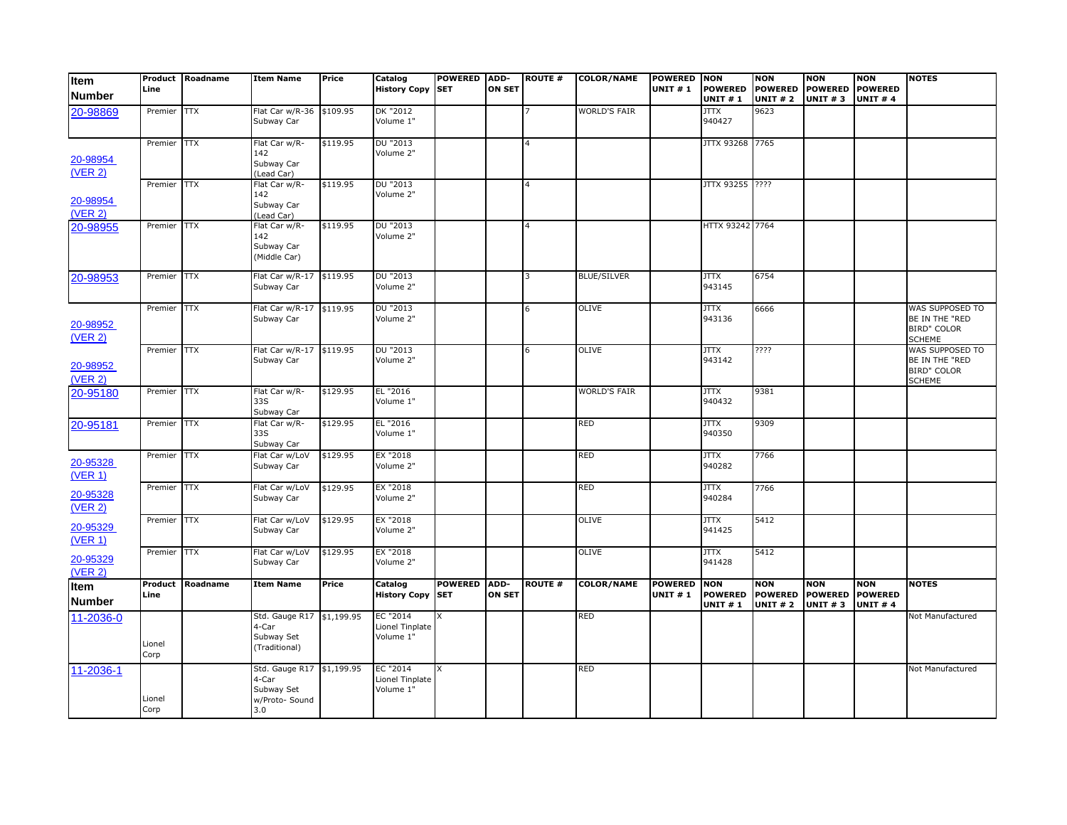| Item Number | Product Line | Roadname | Item Name | Price | Catalog History Copy | POWERED SET | ADD-ON SET | ROUTE # | COLOR/NAME | POWERED UNIT # 1 | NON POWERED UNIT # 1 | NON POWERED UNIT # 2 | NON POWERED UNIT # 3 | NON POWERED UNIT # 4 | NOTES |
|---|---|---|---|---|---|---|---|---|---|---|---|---|---|---|---|
| 20-98869 | Premier | TTX | Flat Car w/R-36 Subway Car | $109.95 | DK "2012 Volume 1" | | | 7 | WORLD'S FAIR | | JTTX 940427 | 9623 | | | |
| 20-98954 (VER 2) | Premier | TTX | Flat Car w/R-142 Subway Car (Lead Car) | $119.95 | DU "2013 Volume 2" | | | 4 | | | JTTX 93268 | 7765 | | | |
| 20-98954 (VER 2) | Premier | TTX | Flat Car w/R-142 Subway Car (Lead Car) | $119.95 | DU "2013 Volume 2" | | | 4 | | | JTTX 93255 | ???? | | | |
| 20-98955 | Premier | TTX | Flat Car w/R-142 Subway Car (Middle Car) | $119.95 | DU "2013 Volume 2" | | | 4 | | | HTTX 93242 | 7764 | | | |
| 20-98953 | Premier | TTX | Flat Car w/R-17 Subway Car | $119.95 | DU "2013 Volume 2" | | | 3 | BLUE/SILVER | | JTTX 943145 | 6754 | | | |
| 20-98952 (VER 2) | Premier | TTX | Flat Car w/R-17 Subway Car | $119.95 | DU "2013 Volume 2" | | | 6 | OLIVE | | JTTX 943136 | 6666 | | | WAS SUPPOSED TO BE IN THE "RED BIRD" COLOR SCHEME |
| 20-98952 (VER 2) | Premier | TTX | Flat Car w/R-17 Subway Car | $119.95 | DU "2013 Volume 2" | | | 6 | OLIVE | | JTTX 943142 | ???? | | | WAS SUPPOSED TO BE IN THE "RED BIRD" COLOR SCHEME |
| 20-95180 | Premier | TTX | Flat Car w/R-33S Subway Car | $129.95 | EL "2016 Volume 1" | | | | WORLD'S FAIR | | JTTX 940432 | 9381 | | | |
| 20-95181 | Premier | TTX | Flat Car w/R-33S Subway Car | $129.95 | EL "2016 Volume 1" | | | | RED | | JTTX 940350 | 9309 | | | |
| 20-95328 (VER 1) | Premier | TTX | Flat Car w/LoV Subway Car | $129.95 | EX "2018 Volume 2" | | | | RED | | JTTX 940282 | 7766 | | | |
| 20-95328 (VER 2) | Premier | TTX | Flat Car w/LoV Subway Car | $129.95 | EX "2018 Volume 2" | | | | RED | | JTTX 940284 | 7766 | | | |
| 20-95329 (VER 1) | Premier | TTX | Flat Car w/LoV Subway Car | $129.95 | EX "2018 Volume 2" | | | | OLIVE | | JTTX 941425 | 5412 | | | |
| 20-95329 (VER 2) | Premier | TTX | Flat Car w/LoV Subway Car | $129.95 | EX "2018 Volume 2" | | | | OLIVE | | JTTX 941428 | 5412 | | | |
| **Item Number** | **Product Line** | **Roadname** | **Item Name** | **Price** | **Catalog History Copy** | **POWERED SET** | **ADD-ON SET** | **ROUTE #** | **COLOR/NAME** | **POWERED UNIT # 1** | **NON POWERED UNIT # 1** | **NON POWERED UNIT # 2** | **NON POWERED UNIT # 3** | **NON POWERED UNIT # 4** | **NOTES** |
| 11-2036-0 | Lionel Corp | | Std. Gauge R17 4-Car Subway Set (Traditional) | $1,199.95 | EC "2014 Lionel Tinplate Volume 1" | X | | | RED | | | | | | Not Manufactured |
| 11-2036-1 | Lionel Corp | | Std. Gauge R17 4-Car Subway Set w/Proto- Sound 3.0 | $1,199.95 | EC "2014 Lionel Tinplate Volume 1" | X | | | RED | | | | | | Not Manufactured |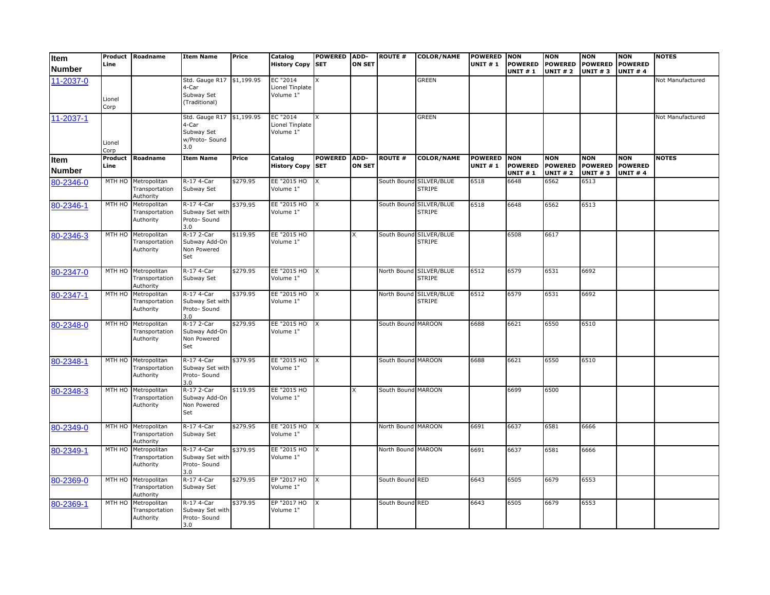| Item Number | Product Line | Roadname | Item Name | Price | Catalog History Copy | POWERED SET | ADD-ON SET | ROUTE # | COLOR/NAME | POWERED UNIT # 1 | NON POWERED UNIT # 1 | NON POWERED UNIT # 2 | NON POWERED UNIT # 3 | NON POWERED UNIT # 4 | NOTES |
|---|---|---|---|---|---|---|---|---|---|---|---|---|---|---|---|
| 11-2037-0 | Lionel Corp | | Std. Gauge R17 4-Car Subway Set (Traditional) | $1,199.95 | EC "2014 Lionel Tinplate Volume 1" | X | | | GREEN | | | | | | Not Manufactured |
| 11-2037-1 | Lionel Corp | | Std. Gauge R17 4-Car Subway Set w/Proto- Sound 3.0 | $1,199.95 | EC "2014 Lionel Tinplate Volume 1" | X | | | GREEN | | | | | | Not Manufactured |
| Item Number | Product Line | Roadname | Item Name | Price | Catalog History Copy | POWERED SET | ADD-ON SET | ROUTE # | COLOR/NAME | POWERED UNIT # 1 | NON POWERED UNIT # 1 | NON POWERED UNIT # 2 | NON POWERED UNIT # 3 | NON POWERED UNIT # 4 | NOTES |
| 80-2346-0 | MTH HO | Metropolitan Transportation Authority | R-17 4-Car Subway Set | $279.95 | EE "2015 HO Volume 1" | X | | South Bound | SILVER/BLUE STRIPE | 6518 | 6648 | 6562 | 6513 | | |
| 80-2346-1 | MTH HO | Metropolitan Transportation Authority | R-17 4-Car Subway Set with Proto- Sound 3.0 | $379.95 | EE "2015 HO Volume 1" | X | | South Bound | SILVER/BLUE STRIPE | 6518 | 6648 | 6562 | 6513 | | |
| 80-2346-3 | MTH HO | Metropolitan Transportation Authority | R-17 2-Car Subway Add-On Non Powered Set | $119.95 | EE "2015 HO Volume 1" | | X | South Bound | SILVER/BLUE STRIPE | | 6508 | 6617 | | | |
| 80-2347-0 | MTH HO | Metropolitan Transportation Authority | R-17 4-Car Subway Set | $279.95 | EE "2015 HO Volume 1" | X | | North Bound | SILVER/BLUE STRIPE | 6512 | 6579 | 6531 | 6692 | | |
| 80-2347-1 | MTH HO | Metropolitan Transportation Authority | R-17 4-Car Subway Set with Proto- Sound 3.0 | $379.95 | EE "2015 HO Volume 1" | X | | North Bound | SILVER/BLUE STRIPE | 6512 | 6579 | 6531 | 6692 | | |
| 80-2348-0 | MTH HO | Metropolitan Transportation Authority | R-17 2-Car Subway Add-On Non Powered Set | $279.95 | EE "2015 HO Volume 1" | X | | South Bound | MAROON | 6688 | 6621 | 6550 | 6510 | | |
| 80-2348-1 | MTH HO | Metropolitan Transportation Authority | R-17 4-Car Subway Set with Proto- Sound 3.0 | $379.95 | EE "2015 HO Volume 1" | X | | South Bound | MAROON | 6688 | 6621 | 6550 | 6510 | | |
| 80-2348-3 | MTH HO | Metropolitan Transportation Authority | R-17 2-Car Subway Add-On Non Powered Set | $119.95 | EE "2015 HO Volume 1" | | X | South Bound | MAROON | | 6699 | 6500 | | | |
| 80-2349-0 | MTH HO | Metropolitan Transportation Authority | R-17 4-Car Subway Set | $279.95 | EE "2015 HO Volume 1" | X | | North Bound | MAROON | 6691 | 6637 | 6581 | 6666 | | |
| 80-2349-1 | MTH HO | Metropolitan Transportation Authority | R-17 4-Car Subway Set with Proto- Sound 3.0 | $379.95 | EE "2015 HO Volume 1" | X | | North Bound | MAROON | 6691 | 6637 | 6581 | 6666 | | |
| 80-2369-0 | MTH HO | Metropolitan Transportation Authority | R-17 4-Car Subway Set | $279.95 | EP "2017 HO Volume 1" | X | | South Bound | RED | 6643 | 6505 | 6679 | 6553 | | |
| 80-2369-1 | MTH HO | Metropolitan Transportation Authority | R-17 4-Car Subway Set with Proto- Sound 3.0 | $379.95 | EP "2017 HO Volume 1" | X | | South Bound | RED | 6643 | 6505 | 6679 | 6553 | | |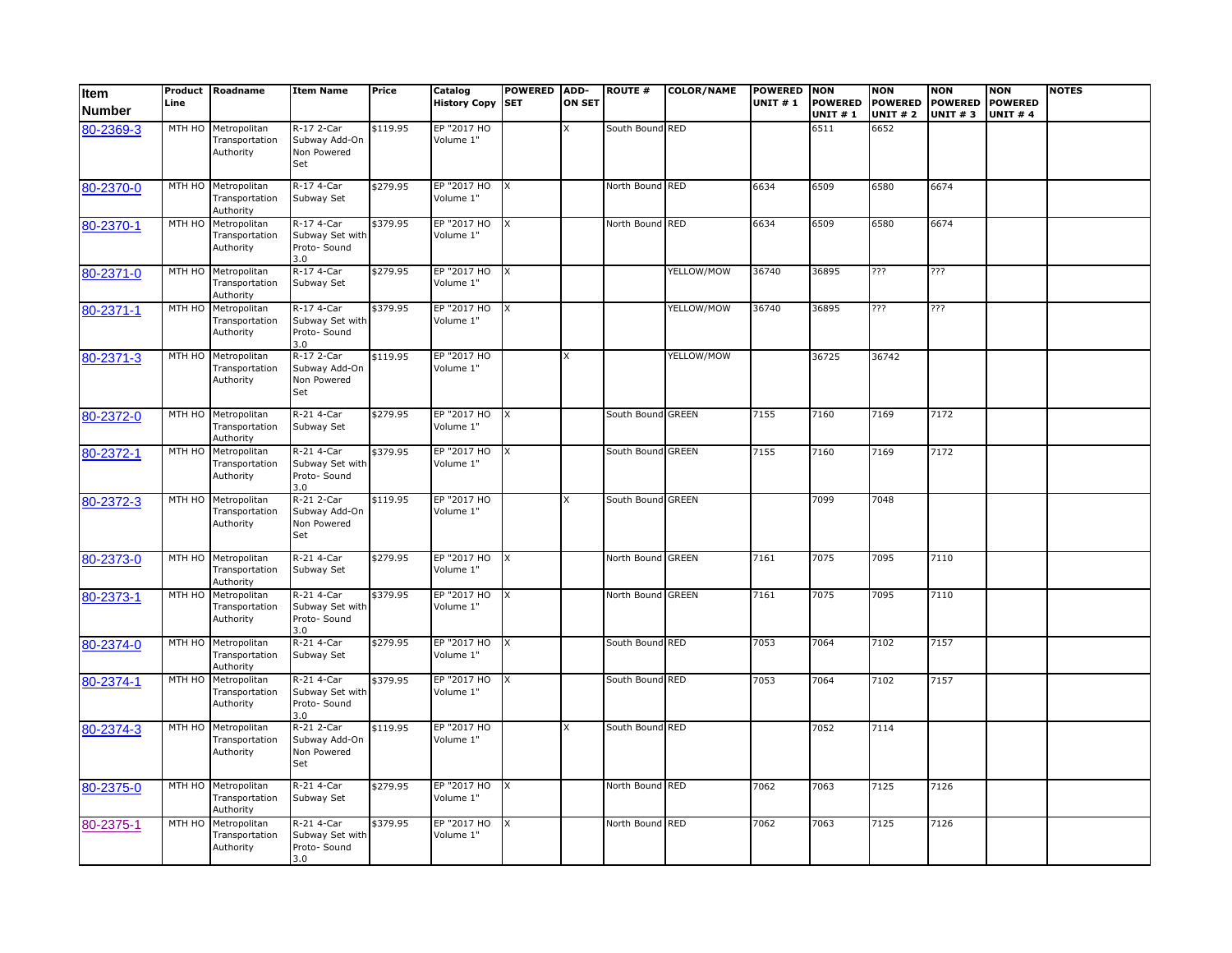| Item Number | Product Line | Roadname | Item Name | Price | Catalog History Copy | POWERED SET | ADD-ON SET | ROUTE # | COLOR/NAME | POWERED UNIT # 1 | NON POWERED UNIT # 1 | NON POWERED UNIT # 2 | NON POWERED UNIT # 3 | NON POWERED UNIT # 4 | NOTES |
|---|---|---|---|---|---|---|---|---|---|---|---|---|---|---|---|
| 80-2369-3 | MTH HO | Metropolitan Transportation Authority | R-17 2-Car Subway Add-On Non Powered Set | $119.95 | EP "2017 HO Volume 1" | | X | South Bound | RED | | 6511 | 6652 | | | |
| 80-2370-0 | MTH HO | Metropolitan Transportation Authority | R-17 4-Car Subway Set | $279.95 | EP "2017 HO Volume 1" | X | | North Bound | RED | 6634 | 6509 | 6580 | 6674 | | |
| 80-2370-1 | MTH HO | Metropolitan Transportation Authority | R-17 4-Car Subway Set with Proto- Sound 3.0 | $379.95 | EP "2017 HO Volume 1" | X | | North Bound | RED | 6634 | 6509 | 6580 | 6674 | | |
| 80-2371-0 | MTH HO | Metropolitan Transportation Authority | R-17 4-Car Subway Set | $279.95 | EP "2017 HO Volume 1" | X | | | YELLOW/MOW | 36740 | 36895 | ??? | ??? | | |
| 80-2371-1 | MTH HO | Metropolitan Transportation Authority | R-17 4-Car Subway Set with Proto- Sound 3.0 | $379.95 | EP "2017 HO Volume 1" | X | | | YELLOW/MOW | 36740 | 36895 | ??? | ??? | | |
| 80-2371-3 | MTH HO | Metropolitan Transportation Authority | R-17 2-Car Subway Add-On Non Powered Set | $119.95 | EP "2017 HO Volume 1" | | X | | YELLOW/MOW | | 36725 | 36742 | | | |
| 80-2372-0 | MTH HO | Metropolitan Transportation Authority | R-21 4-Car Subway Set | $279.95 | EP "2017 HO Volume 1" | X | | South Bound | GREEN | 7155 | 7160 | 7169 | 7172 | | |
| 80-2372-1 | MTH HO | Metropolitan Transportation Authority | R-21 4-Car Subway Set with Proto- Sound 3.0 | $379.95 | EP "2017 HO Volume 1" | X | | South Bound | GREEN | 7155 | 7160 | 7169 | 7172 | | |
| 80-2372-3 | MTH HO | Metropolitan Transportation Authority | R-21 2-Car Subway Add-On Non Powered Set | $119.95 | EP "2017 HO Volume 1" | | X | South Bound | GREEN | | 7099 | 7048 | | | |
| 80-2373-0 | MTH HO | Metropolitan Transportation Authority | R-21 4-Car Subway Set | $279.95 | EP "2017 HO Volume 1" | X | | North Bound | GREEN | 7161 | 7075 | 7095 | 7110 | | |
| 80-2373-1 | MTH HO | Metropolitan Transportation Authority | R-21 4-Car Subway Set with Proto- Sound 3.0 | $379.95 | EP "2017 HO Volume 1" | X | | North Bound | GREEN | 7161 | 7075 | 7095 | 7110 | | |
| 80-2374-0 | MTH HO | Metropolitan Transportation Authority | R-21 4-Car Subway Set | $279.95 | EP "2017 HO Volume 1" | X | | South Bound | RED | 7053 | 7064 | 7102 | 7157 | | |
| 80-2374-1 | MTH HO | Metropolitan Transportation Authority | R-21 4-Car Subway Set with Proto- Sound 3.0 | $379.95 | EP "2017 HO Volume 1" | X | | South Bound | RED | 7053 | 7064 | 7102 | 7157 | | |
| 80-2374-3 | MTH HO | Metropolitan Transportation Authority | R-21 2-Car Subway Add-On Non Powered Set | $119.95 | EP "2017 HO Volume 1" | | X | South Bound | RED | | 7052 | 7114 | | | |
| 80-2375-0 | MTH HO | Metropolitan Transportation Authority | R-21 4-Car Subway Set | $279.95 | EP "2017 HO Volume 1" | X | | North Bound | RED | 7062 | 7063 | 7125 | 7126 | | |
| 80-2375-1 | MTH HO | Metropolitan Transportation Authority | R-21 4-Car Subway Set with Proto- Sound 3.0 | $379.95 | EP "2017 HO Volume 1" | X | | North Bound | RED | 7062 | 7063 | 7125 | 7126 | | |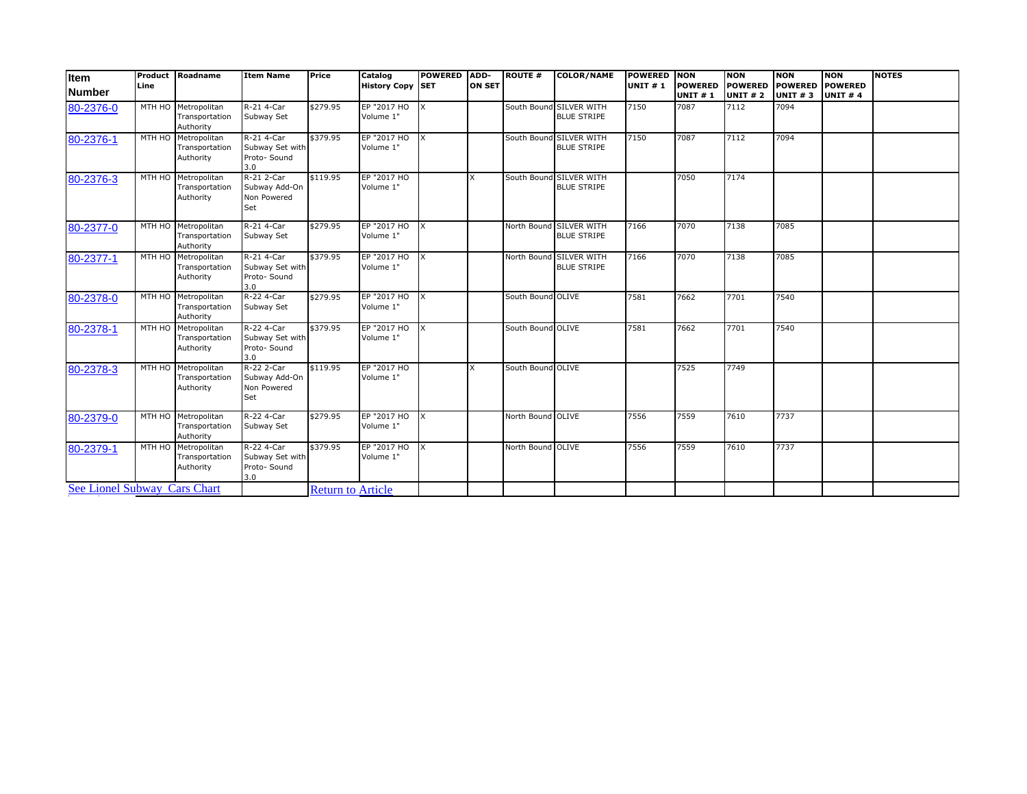| Item Number | Product Line | Roadname | Item Name | Price | Catalog History Copy | POWERED SET | ADD-ON SET | ROUTE # | COLOR/NAME | POWERED UNIT # 1 | NON POWERED UNIT # 1 | NON POWERED UNIT # 2 | NON POWERED UNIT # 3 | NON POWERED UNIT # 4 | NOTES |
|---|---|---|---|---|---|---|---|---|---|---|---|---|---|---|---|
| 80-2376-0 | MTH HO | Metropolitan Transportation Authority | R-21 4-Car Subway Set | $279.95 | EP "2017 HO Volume 1" | X | | South Bound | SILVER WITH BLUE STRIPE | 7150 | 7087 | 7112 | 7094 | | |
| 80-2376-1 | MTH HO | Metropolitan Transportation Authority | R-21 4-Car Subway Set with Proto- Sound 3.0 | $379.95 | EP "2017 HO Volume 1" | X | | South Bound | SILVER WITH BLUE STRIPE | 7150 | 7087 | 7112 | 7094 | | |
| 80-2376-3 | MTH HO | Metropolitan Transportation Authority | R-21 2-Car Subway Add-On Non Powered Set | $119.95 | EP "2017 HO Volume 1" | | X | South Bound | SILVER WITH BLUE STRIPE | | 7050 | 7174 | | | |
| 80-2377-0 | MTH HO | Metropolitan Transportation Authority | R-21 4-Car Subway Set | $279.95 | EP "2017 HO Volume 1" | X | | North Bound | SILVER WITH BLUE STRIPE | 7166 | 7070 | 7138 | 7085 | | |
| 80-2377-1 | MTH HO | Metropolitan Transportation Authority | R-21 4-Car Subway Set with Proto- Sound 3.0 | $379.95 | EP "2017 HO Volume 1" | X | | North Bound | SILVER WITH BLUE STRIPE | 7166 | 7070 | 7138 | 7085 | | |
| 80-2378-0 | MTH HO | Metropolitan Transportation Authority | R-22 4-Car Subway Set | $279.95 | EP "2017 HO Volume 1" | X | | South Bound | OLIVE | 7581 | 7662 | 7701 | 7540 | | |
| 80-2378-1 | MTH HO | Metropolitan Transportation Authority | R-22 4-Car Subway Set with Proto- Sound 3.0 | $379.95 | EP "2017 HO Volume 1" | X | | South Bound | OLIVE | 7581 | 7662 | 7701 | 7540 | | |
| 80-2378-3 | MTH HO | Metropolitan Transportation Authority | R-22 2-Car Subway Add-On Non Powered Set | $119.95 | EP "2017 HO Volume 1" | | X | South Bound | OLIVE | | 7525 | 7749 | | | |
| 80-2379-0 | MTH HO | Metropolitan Transportation Authority | R-22 4-Car Subway Set | $279.95 | EP "2017 HO Volume 1" | X | | North Bound | OLIVE | 7556 | 7559 | 7610 | 7737 | | |
| 80-2379-1 | MTH HO | Metropolitan Transportation Authority | R-22 4-Car Subway Set with Proto- Sound 3.0 | $379.95 | EP "2017 HO Volume 1" | X | | North Bound | OLIVE | 7556 | 7559 | 7610 | 7737 | | |

See Lionel Subway Cars Chart

Return to Article